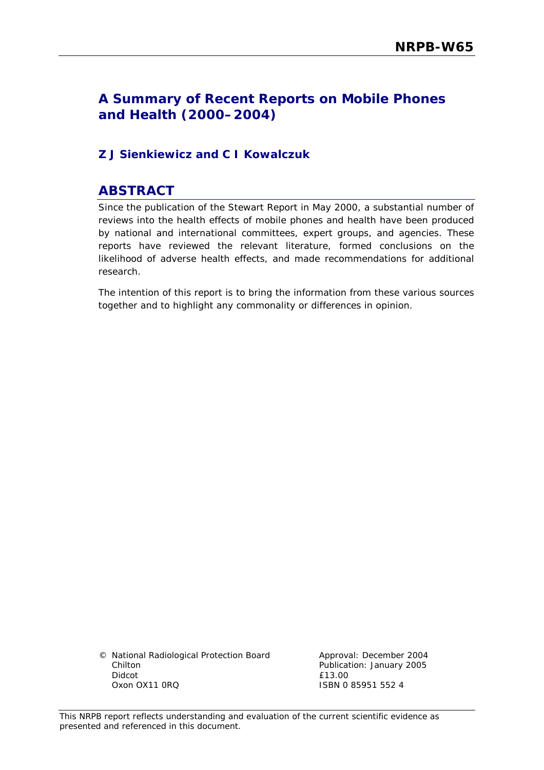# NRPB-W65

## A Summary of Recent Reports on Mobile Phones and Health (2000–2004)

### Z J Sienkiewicz and C I Kowalczuk

## ABSTRACT

Since the publication of the Stewart Report in May 2000, a substantial number of reviews into the health effects of mobile phones and health have been produced by national and international committees, expert groups, and agencies. These reports have reviewed the relevant literature, formed conclusions on the likelihood of adverse health effects, and made recommendations for additional research.

The intention of this report is to bring the information from these various sources together and to highlight any commonality or differences in opinion.

© National Radiological Protection Board
Chilton
Didcot
Oxon OX11 0RQ

Approval: December 2004
Publication: January 2005
£13.00
ISBN 0 85951 552 4

This NRPB report reflects understanding and evaluation of the current scientific evidence as presented and referenced in this document.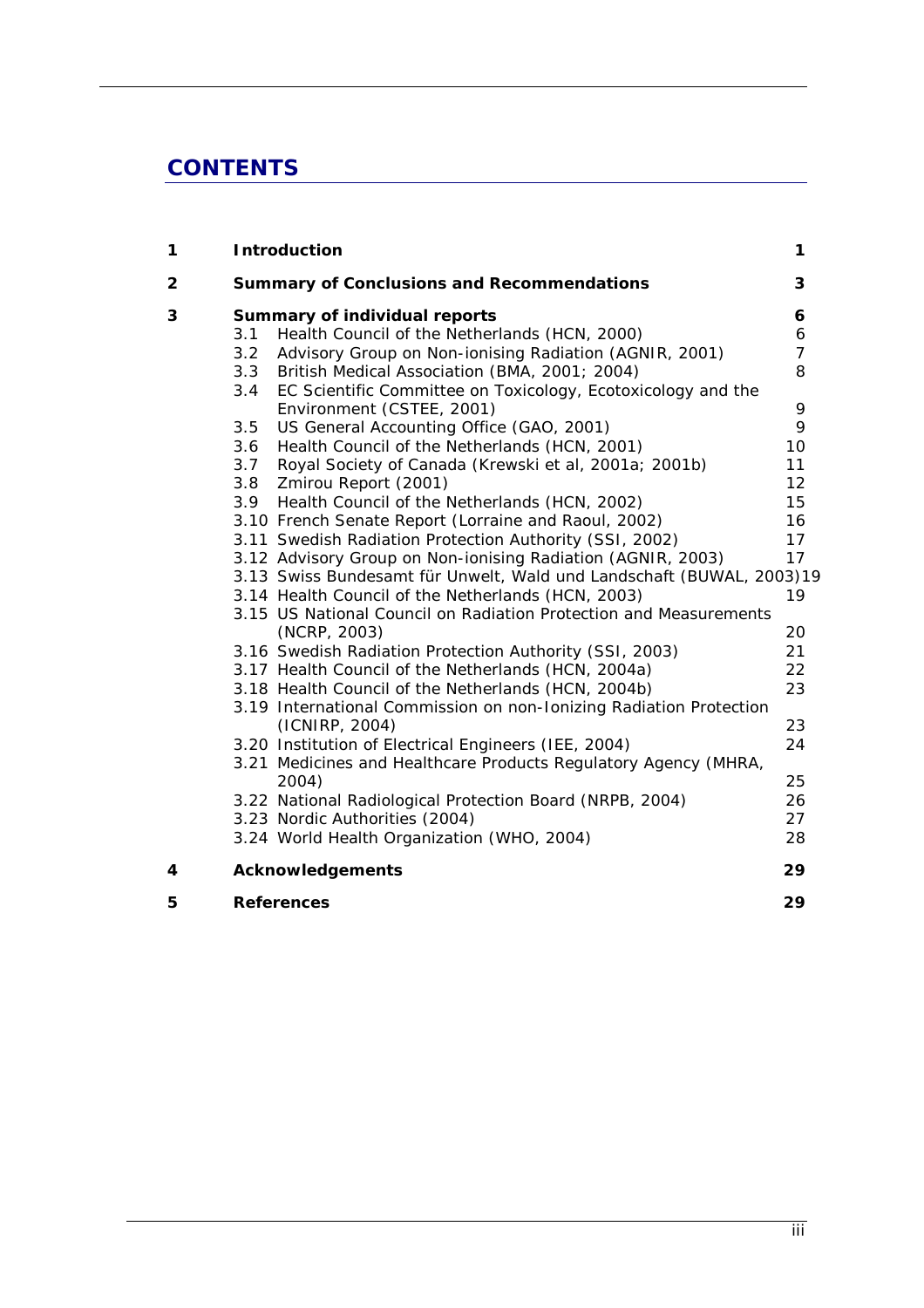# CONTENTS

| | | |
|---|---|---|
| **1** | **Introduction** | **1** |
| **2** | **Summary of Conclusions and Recommendations** | **3** |
| **3** | **Summary of individual reports** | **6** |
| | 3.1 Health Council of the Netherlands (HCN, 2000) | 6 |
| | 3.2 Advisory Group on Non-ionising Radiation (AGNIR, 2001) | 7 |
| | 3.3 British Medical Association (BMA, 2001; 2004) | 8 |
| | 3.4 EC Scientific Committee on Toxicology, Ecotoxicology and the Environment (CSTEE, 2001) | 9 |
| | 3.5 US General Accounting Office (GAO, 2001) | 9 |
| | 3.6 Health Council of the Netherlands (HCN, 2001) | 10 |
| | 3.7 Royal Society of Canada (Krewski et al, 2001a; 2001b) | 11 |
| | 3.8 Zmirou Report (2001) | 12 |
| | 3.9 Health Council of the Netherlands (HCN, 2002) | 15 |
| | 3.10 French Senate Report (Lorraine and Raoul, 2002) | 16 |
| | 3.11 Swedish Radiation Protection Authority (SSI, 2002) | 17 |
| | 3.12 Advisory Group on Non-ionising Radiation (AGNIR, 2003) | 17 |
| | 3.13 Swiss Bundesamt für Unwelt, Wald und Landschaft (BUWAL, 2003) | 19 |
| | 3.14 Health Council of the Netherlands (HCN, 2003) | 19 |
| | 3.15 US National Council on Radiation Protection and Measurements (NCRP, 2003) | 20 |
| | 3.16 Swedish Radiation Protection Authority (SSI, 2003) | 21 |
| | 3.17 Health Council of the Netherlands (HCN, 2004a) | 22 |
| | 3.18 Health Council of the Netherlands (HCN, 2004b) | 23 |
| | 3.19 International Commission on non-Ionizing Radiation Protection (ICNIRP, 2004) | 23 |
| | 3.20 Institution of Electrical Engineers (IEE, 2004) | 24 |
| | 3.21 Medicines and Healthcare Products Regulatory Agency (MHRA, 2004) | 25 |
| | 3.22 National Radiological Protection Board (NRPB, 2004) | 26 |
| | 3.23 Nordic Authorities (2004) | 27 |
| | 3.24 World Health Organization (WHO, 2004) | 28 |
| **4** | **Acknowledgements** | **29** |
| **5** | **References** | **29** |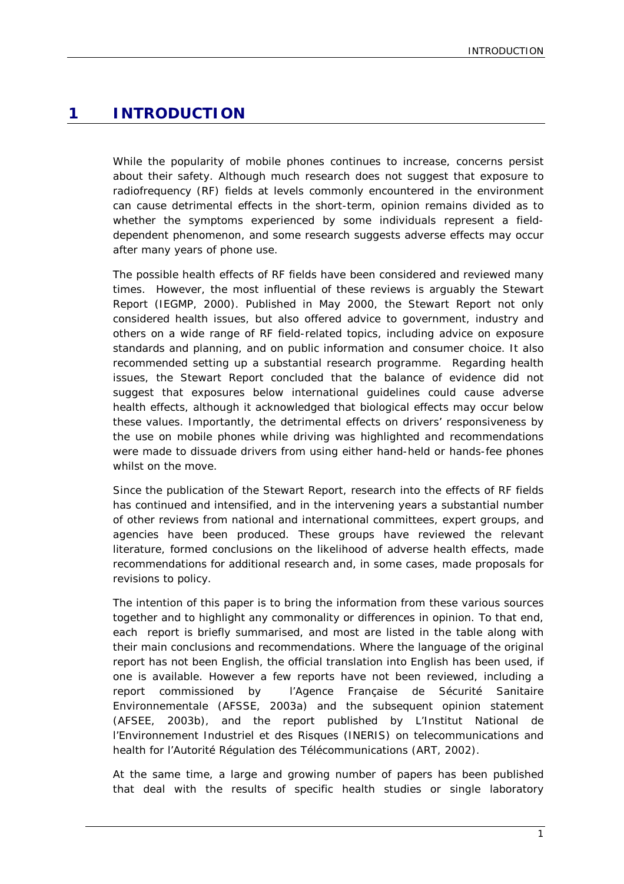# 1 INTRODUCTION

While the popularity of mobile phones continues to increase, concerns persist about their safety. Although much research does not suggest that exposure to radiofrequency (RF) fields at levels commonly encountered in the environment can cause detrimental effects in the short-term, opinion remains divided as to whether the symptoms experienced by some individuals represent a field-dependent phenomenon, and some research suggests adverse effects may occur after many years of phone use.

The possible health effects of RF fields have been considered and reviewed many times. However, the most influential of these reviews is arguably the Stewart Report (IEGMP, 2000). Published in May 2000, the Stewart Report not only considered health issues, but also offered advice to government, industry and others on a wide range of RF field-related topics, including advice on exposure standards and planning, and on public information and consumer choice. It also recommended setting up a substantial research programme. Regarding health issues, the Stewart Report concluded that the balance of evidence did not suggest that exposures below international guidelines could cause adverse health effects, although it acknowledged that biological effects may occur below these values. Importantly, the detrimental effects on drivers' responsiveness by the use on mobile phones while driving was highlighted and recommendations were made to dissuade drivers from using either hand-held or hands-fee phones whilst on the move.

Since the publication of the Stewart Report, research into the effects of RF fields has continued and intensified, and in the intervening years a substantial number of other reviews from national and international committees, expert groups, and agencies have been produced. These groups have reviewed the relevant literature, formed conclusions on the likelihood of adverse health effects, made recommendations for additional research and, in some cases, made proposals for revisions to policy.

The intention of this paper is to bring the information from these various sources together and to highlight any commonality or differences in opinion. To that end, each report is briefly summarised, and most are listed in the table along with their main conclusions and recommendations. Where the language of the original report has not been English, the official translation into English has been used, if one is available. However a few reports have not been reviewed, including a report commissioned by l'Agence Française de Sécurité Sanitaire Environnementale (AFSSE, 2003a) and the subsequent opinion statement (AFSEE, 2003b), and the report published by L'Institut National de l'Environnement Industriel et des Risques (INERIS) on telecommunications and health for l'Autorité Régulation des Télécommunications (ART, 2002).

At the same time, a large and growing number of papers has been published that deal with the results of specific health studies or single laboratory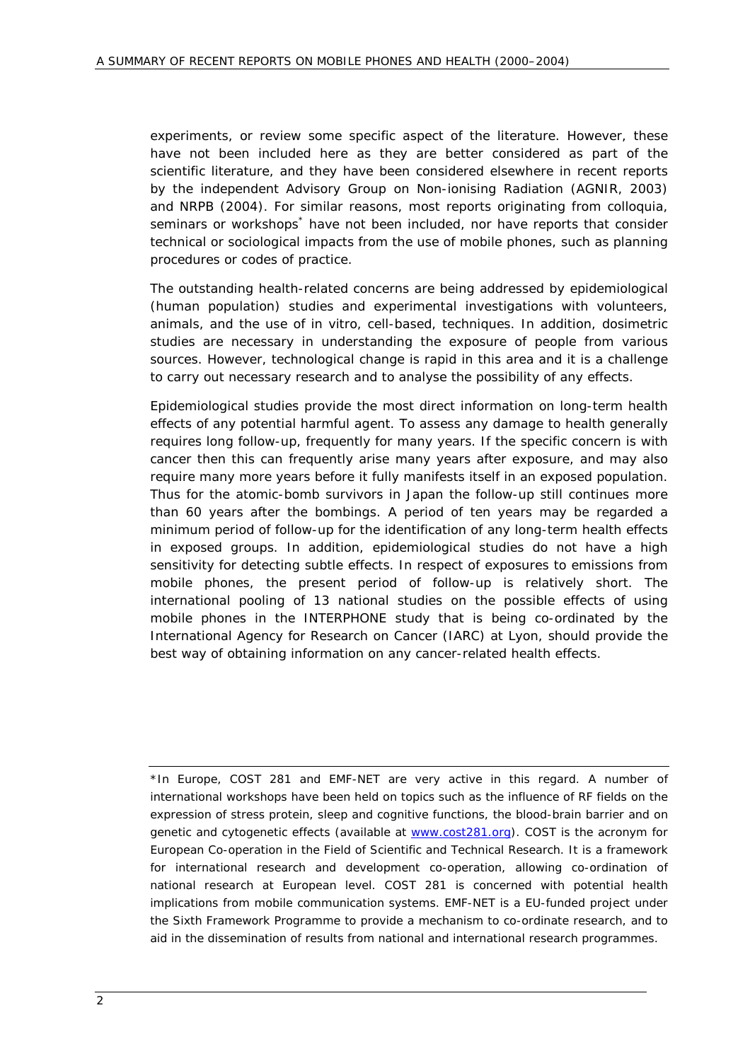experiments, or review some specific aspect of the literature. However, these have not been included here as they are better considered as part of the scientific literature, and they have been considered elsewhere in recent reports by the independent Advisory Group on Non-ionising Radiation (AGNIR, 2003) and NRPB (2004). For similar reasons, most reports originating from colloquia, seminars or workshops* have not been included, nor have reports that consider technical or sociological impacts from the use of mobile phones, such as planning procedures or codes of practice.

The outstanding health-related concerns are being addressed by epidemiological (human population) studies and experimental investigations with volunteers, animals, and the use of in vitro, cell-based, techniques. In addition, dosimetric studies are necessary in understanding the exposure of people from various sources. However, technological change is rapid in this area and it is a challenge to carry out necessary research and to analyse the possibility of any effects.

Epidemiological studies provide the most direct information on long-term health effects of any potential harmful agent. To assess any damage to health generally requires long follow-up, frequently for many years. If the specific concern is with cancer then this can frequently arise many years after exposure, and may also require many more years before it fully manifests itself in an exposed population. Thus for the atomic-bomb survivors in Japan the follow-up still continues more than 60 years after the bombings. A period of ten years may be regarded a minimum period of follow-up for the identification of any long-term health effects in exposed groups. In addition, epidemiological studies do not have a high sensitivity for detecting subtle effects. In respect of exposures to emissions from mobile phones, the present period of follow-up is relatively short. The international pooling of 13 national studies on the possible effects of using mobile phones in the INTERPHONE study that is being co-ordinated by the International Agency for Research on Cancer (IARC) at Lyon, should provide the best way of obtaining information on any cancer-related health effects.

---

*In Europe, COST 281 and EMF-NET are very active in this regard. A number of international workshops have been held on topics such as the influence of RF fields on the expression of stress protein, sleep and cognitive functions, the blood-brain barrier and on genetic and cytogenetic effects (available at [www.cost281.org](http://www.cost281.org)). COST is the acronym for European Co-operation in the Field of Scientific and Technical Research. It is a framework for international research and development co-operation, allowing co-ordination of national research at European level. COST 281 is concerned with potential health implications from mobile communication systems. EMF-NET is a EU-funded project under the Sixth Framework Programme to provide a mechanism to co-ordinate research, and to aid in the dissemination of results from national and international research programmes.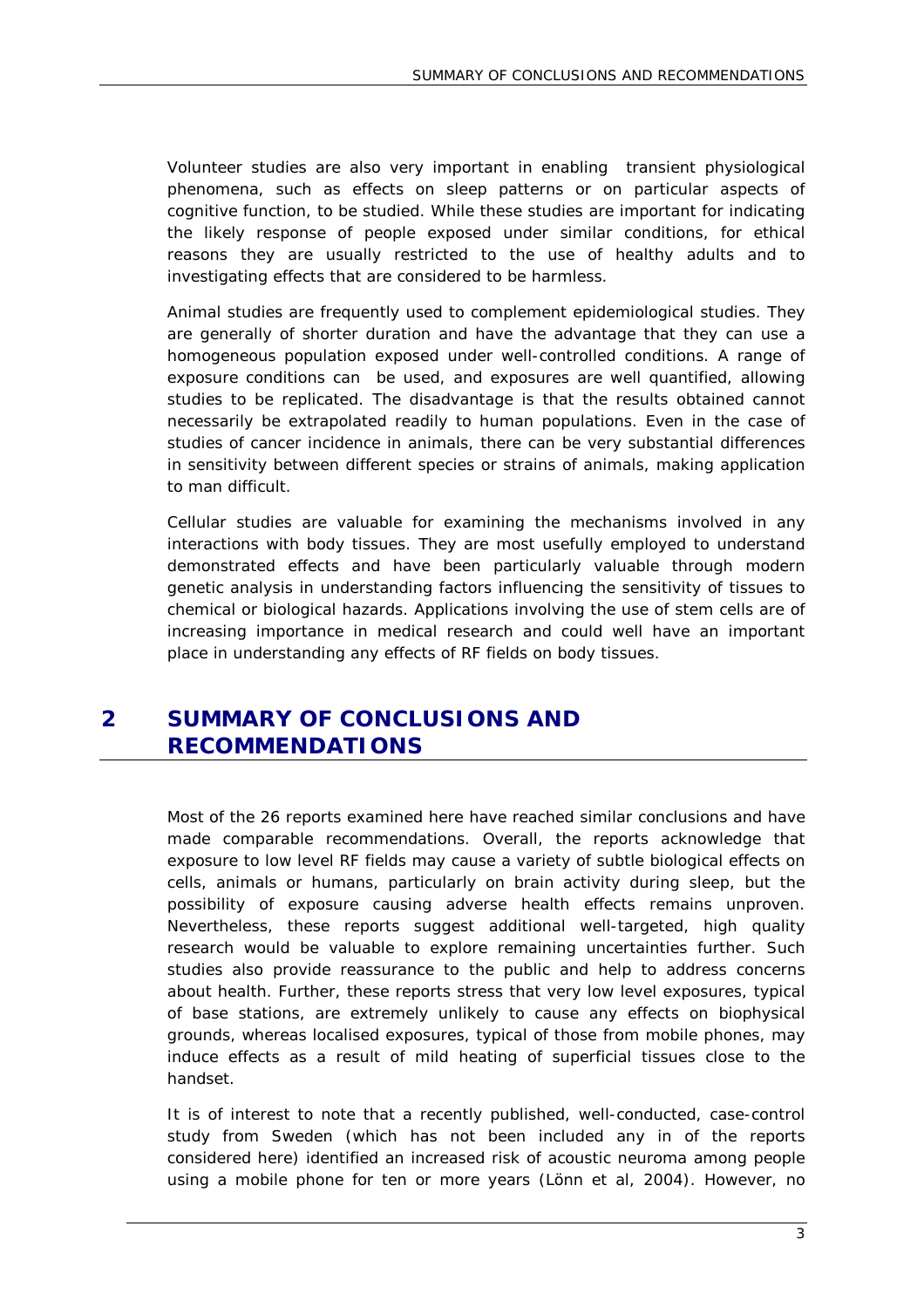Volunteer studies are also very important in enabling transient physiological phenomena, such as effects on sleep patterns or on particular aspects of cognitive function, to be studied. While these studies are important for indicating the likely response of people exposed under similar conditions, for ethical reasons they are usually restricted to the use of healthy adults and to investigating effects that are considered to be harmless.

Animal studies are frequently used to complement epidemiological studies. They are generally of shorter duration and have the advantage that they can use a homogeneous population exposed under well-controlled conditions. A range of exposure conditions can be used, and exposures are well quantified, allowing studies to be replicated. The disadvantage is that the results obtained cannot necessarily be extrapolated readily to human populations. Even in the case of studies of cancer incidence in animals, there can be very substantial differences in sensitivity between different species or strains of animals, making application to man difficult.

Cellular studies are valuable for examining the mechanisms involved in any interactions with body tissues. They are most usefully employed to understand demonstrated effects and have been particularly valuable through modern genetic analysis in understanding factors influencing the sensitivity of tissues to chemical or biological hazards. Applications involving the use of stem cells are of increasing importance in medical research and could well have an important place in understanding any effects of RF fields on body tissues.

# 2 SUMMARY OF CONCLUSIONS AND RECOMMENDATIONS

Most of the 26 reports examined here have reached similar conclusions and have made comparable recommendations. Overall, the reports acknowledge that exposure to low level RF fields may cause a variety of subtle biological effects on cells, animals or humans, particularly on brain activity during sleep, but the possibility of exposure causing adverse health effects remains unproven. Nevertheless, these reports suggest additional well-targeted, high quality research would be valuable to explore remaining uncertainties further. Such studies also provide reassurance to the public and help to address concerns about health. Further, these reports stress that very low level exposures, typical of base stations, are extremely unlikely to cause any effects on biophysical grounds, whereas localised exposures, typical of those from mobile phones, may induce effects as a result of mild heating of superficial tissues close to the handset.

It is of interest to note that a recently published, well-conducted, case-control study from Sweden (which has not been included any in of the reports considered here) identified an increased risk of acoustic neuroma among people using a mobile phone for ten or more years (Lönn et al, 2004). However, no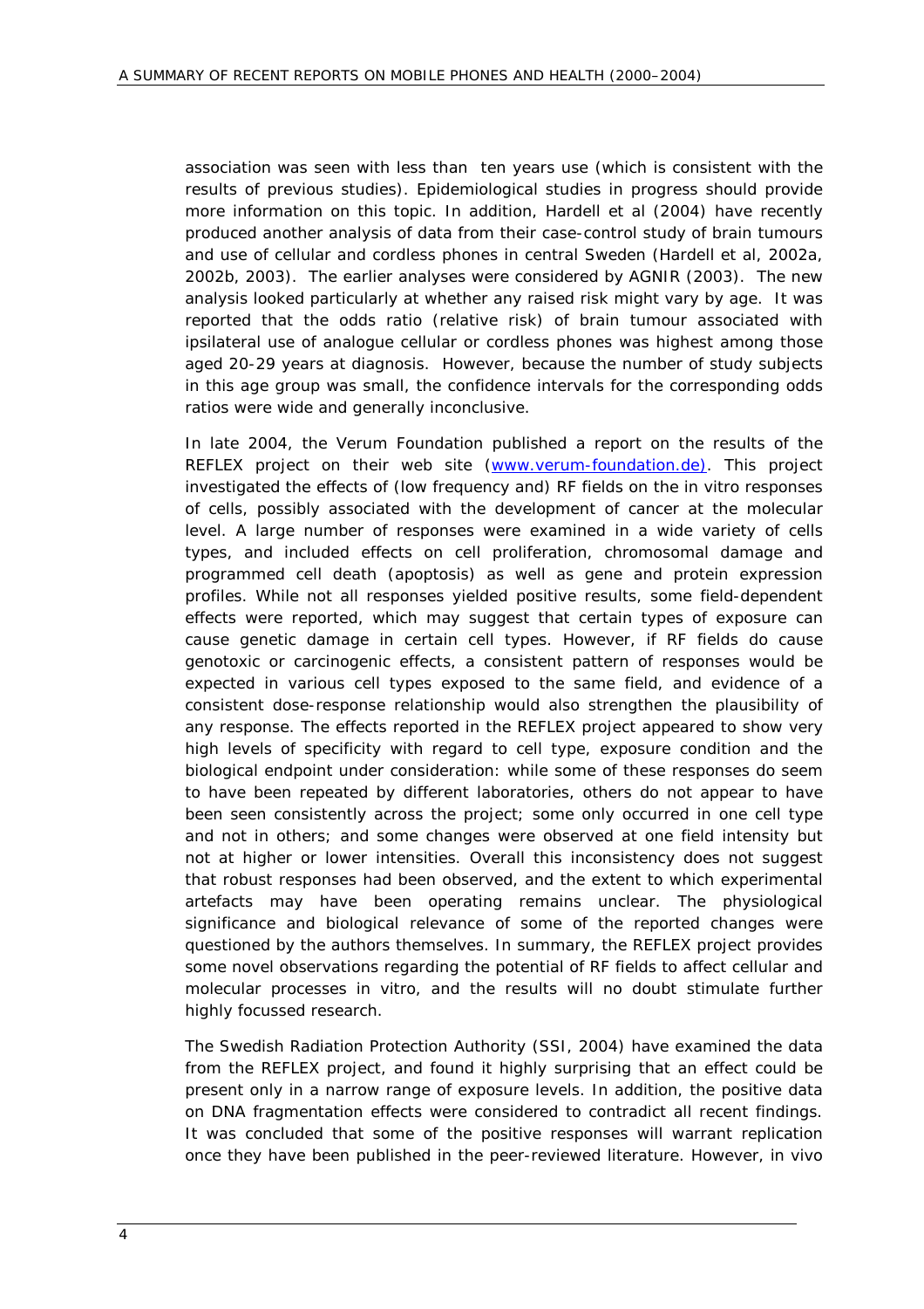association was seen with less than ten years use (which is consistent with the results of previous studies). Epidemiological studies in progress should provide more information on this topic. In addition, Hardell et al (2004) have recently produced another analysis of data from their case-control study of brain tumours and use of cellular and cordless phones in central Sweden (Hardell et al, 2002a, 2002b, 2003). The earlier analyses were considered by AGNIR (2003). The new analysis looked particularly at whether any raised risk might vary by age. It was reported that the odds ratio (relative risk) of brain tumour associated with ipsilateral use of analogue cellular or cordless phones was highest among those aged 20-29 years at diagnosis. However, because the number of study subjects in this age group was small, the confidence intervals for the corresponding odds ratios were wide and generally inconclusive.

In late 2004, the Verum Foundation published a report on the results of the REFLEX project on their web site (www.verum-foundation.de). This project investigated the effects of (low frequency and) RF fields on the in vitro responses of cells, possibly associated with the development of cancer at the molecular level. A large number of responses were examined in a wide variety of cells types, and included effects on cell proliferation, chromosomal damage and programmed cell death (apoptosis) as well as gene and protein expression profiles. While not all responses yielded positive results, some field-dependent effects were reported, which may suggest that certain types of exposure can cause genetic damage in certain cell types. However, if RF fields do cause genotoxic or carcinogenic effects, a consistent pattern of responses would be expected in various cell types exposed to the same field, and evidence of a consistent dose-response relationship would also strengthen the plausibility of any response. The effects reported in the REFLEX project appeared to show very high levels of specificity with regard to cell type, exposure condition and the biological endpoint under consideration: while some of these responses do seem to have been repeated by different laboratories, others do not appear to have been seen consistently across the project; some only occurred in one cell type and not in others; and some changes were observed at one field intensity but not at higher or lower intensities. Overall this inconsistency does not suggest that robust responses had been observed, and the extent to which experimental artefacts may have been operating remains unclear. The physiological significance and biological relevance of some of the reported changes were questioned by the authors themselves. In summary, the REFLEX project provides some novel observations regarding the potential of RF fields to affect cellular and molecular processes in vitro, and the results will no doubt stimulate further highly focussed research.

The Swedish Radiation Protection Authority (SSI, 2004) have examined the data from the REFLEX project, and found it highly surprising that an effect could be present only in a narrow range of exposure levels. In addition, the positive data on DNA fragmentation effects were considered to contradict all recent findings. It was concluded that some of the positive responses will warrant replication once they have been published in the peer-reviewed literature. However, in vivo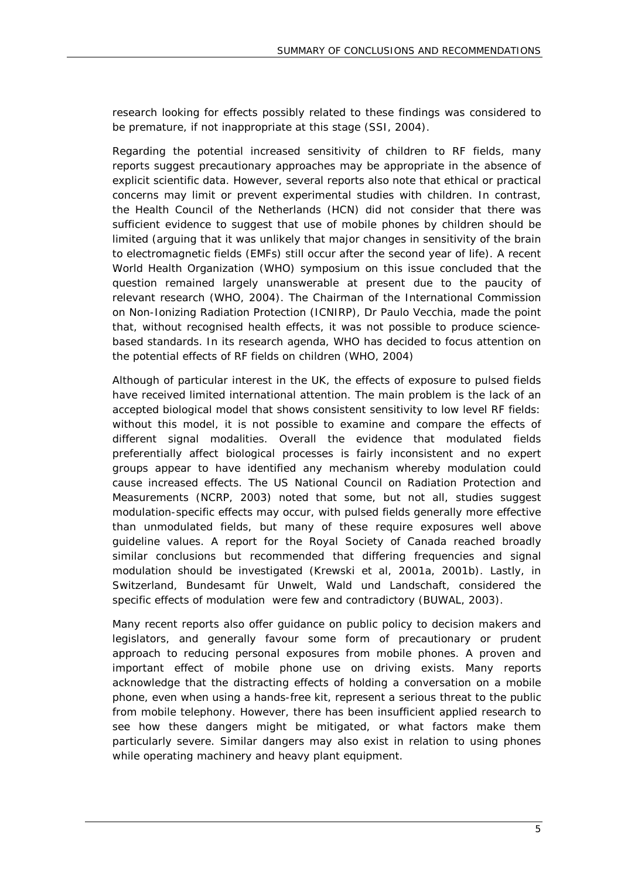research looking for effects possibly related to these findings was considered to be premature, if not inappropriate at this stage (SSI, 2004).

Regarding the potential increased sensitivity of children to RF fields, many reports suggest precautionary approaches may be appropriate in the absence of explicit scientific data. However, several reports also note that ethical or practical concerns may limit or prevent experimental studies with children. In contrast, the Health Council of the Netherlands (HCN) did not consider that there was sufficient evidence to suggest that use of mobile phones by children should be limited (arguing that it was unlikely that major changes in sensitivity of the brain to electromagnetic fields (EMFs) still occur after the second year of life). A recent World Health Organization (WHO) symposium on this issue concluded that the question remained largely unanswerable at present due to the paucity of relevant research (WHO, 2004). The Chairman of the International Commission on Non-Ionizing Radiation Protection (ICNIRP), Dr Paulo Vecchia, made the point that, without recognised health effects, it was not possible to produce science-based standards. In its research agenda, WHO has decided to focus attention on the potential effects of RF fields on children (WHO, 2004)

Although of particular interest in the UK, the effects of exposure to pulsed fields have received limited international attention. The main problem is the lack of an accepted biological model that shows consistent sensitivity to low level RF fields: without this model, it is not possible to examine and compare the effects of different signal modalities. Overall the evidence that modulated fields preferentially affect biological processes is fairly inconsistent and no expert groups appear to have identified any mechanism whereby modulation could cause increased effects. The US National Council on Radiation Protection and Measurements (NCRP, 2003) noted that some, but not all, studies suggest modulation-specific effects may occur, with pulsed fields generally more effective than unmodulated fields, but many of these require exposures well above guideline values. A report for the Royal Society of Canada reached broadly similar conclusions but recommended that differing frequencies and signal modulation should be investigated (Krewski et al, 2001a, 2001b). Lastly, in Switzerland, Bundesamt für Unwelt, Wald und Landschaft, considered the specific effects of modulation were few and contradictory (BUWAL, 2003).

Many recent reports also offer guidance on public policy to decision makers and legislators, and generally favour some form of precautionary or prudent approach to reducing personal exposures from mobile phones. A proven and important effect of mobile phone use on driving exists. Many reports acknowledge that the distracting effects of holding a conversation on a mobile phone, even when using a hands-free kit, represent a serious threat to the public from mobile telephony. However, there has been insufficient applied research to see how these dangers might be mitigated, or what factors make them particularly severe. Similar dangers may also exist in relation to using phones while operating machinery and heavy plant equipment.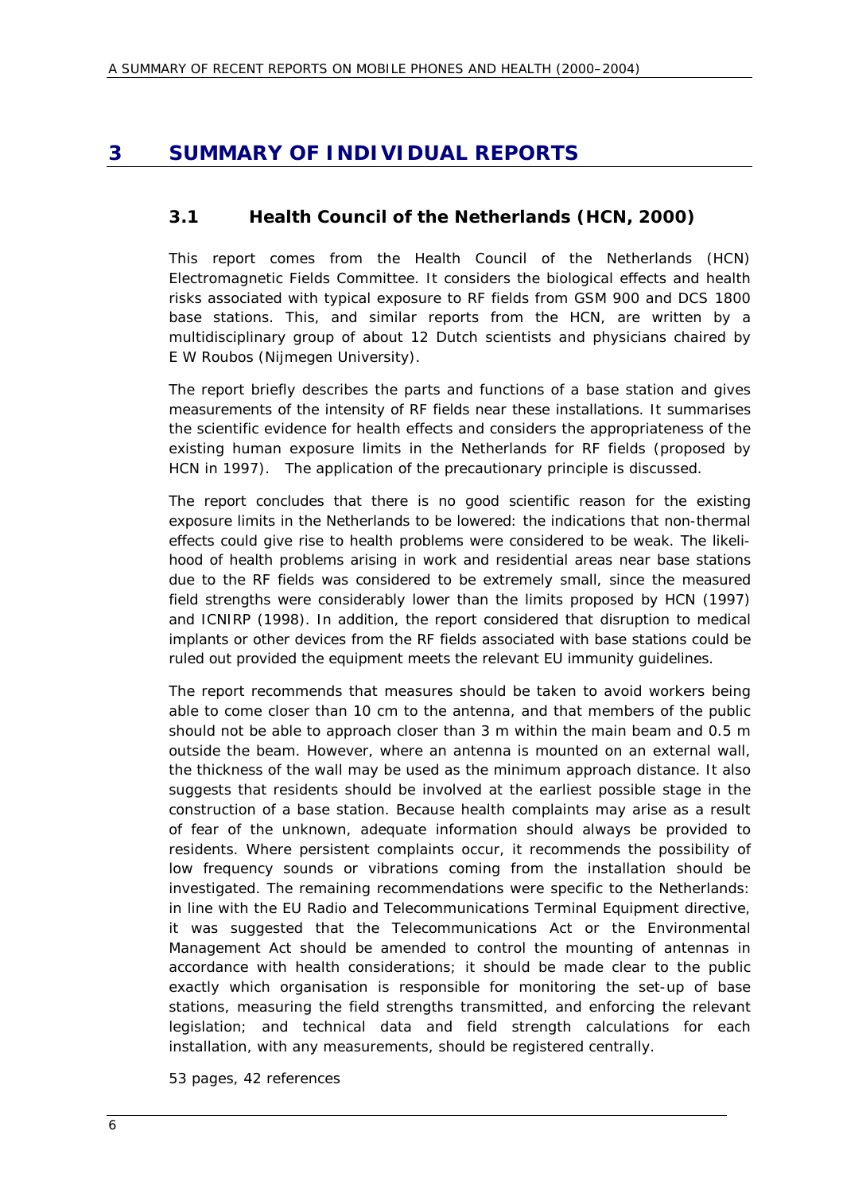# 3 SUMMARY OF INDIVIDUAL REPORTS

## 3.1 Health Council of the Netherlands (HCN, 2000)

This report comes from the Health Council of the Netherlands (HCN) Electromagnetic Fields Committee. It considers the biological effects and health risks associated with typical exposure to RF fields from GSM 900 and DCS 1800 base stations. This, and similar reports from the HCN, are written by a multidisciplinary group of about 12 Dutch scientists and physicians chaired by E W Roubos (Nijmegen University).

The report briefly describes the parts and functions of a base station and gives measurements of the intensity of RF fields near these installations. It summarises the scientific evidence for health effects and considers the appropriateness of the existing human exposure limits in the Netherlands for RF fields (proposed by HCN in 1997). The application of the precautionary principle is discussed.

The report concludes that there is no good scientific reason for the existing exposure limits in the Netherlands to be lowered: the indications that non-thermal effects could give rise to health problems were considered to be weak. The likelihood of health problems arising in work and residential areas near base stations due to the RF fields was considered to be extremely small, since the measured field strengths were considerably lower than the limits proposed by HCN (1997) and ICNIRP (1998). In addition, the report considered that disruption to medical implants or other devices from the RF fields associated with base stations could be ruled out provided the equipment meets the relevant EU immunity guidelines.

The report recommends that measures should be taken to avoid workers being able to come closer than 10 cm to the antenna, and that members of the public should not be able to approach closer than 3 m within the main beam and 0.5 m outside the beam. However, where an antenna is mounted on an external wall, the thickness of the wall may be used as the minimum approach distance. It also suggests that residents should be involved at the earliest possible stage in the construction of a base station. Because health complaints may arise as a result of fear of the unknown, adequate information should always be provided to residents. Where persistent complaints occur, it recommends the possibility of low frequency sounds or vibrations coming from the installation should be investigated. The remaining recommendations were specific to the Netherlands: in line with the EU Radio and Telecommunications Terminal Equipment directive, it was suggested that the Telecommunications Act or the Environmental Management Act should be amended to control the mounting of antennas in accordance with health considerations; it should be made clear to the public exactly which organisation is responsible for monitoring the set-up of base stations, measuring the field strengths transmitted, and enforcing the relevant legislation; and technical data and field strength calculations for each installation, with any measurements, should be registered centrally.

53 pages, 42 references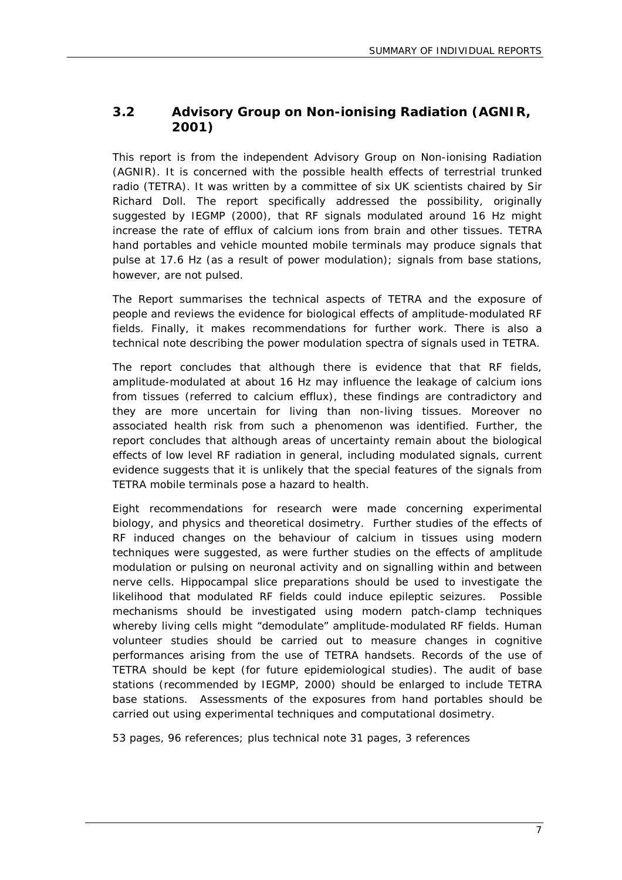## 3.2 Advisory Group on Non-ionising Radiation (AGNIR, 2001)

This report is from the independent Advisory Group on Non-ionising Radiation (AGNIR). It is concerned with the possible health effects of terrestrial trunked radio (TETRA). It was written by a committee of six UK scientists chaired by Sir Richard Doll. The report specifically addressed the possibility, originally suggested by IEGMP (2000), that RF signals modulated around 16 Hz might increase the rate of efflux of calcium ions from brain and other tissues. TETRA hand portables and vehicle mounted mobile terminals may produce signals that pulse at 17.6 Hz (as a result of power modulation); signals from base stations, however, are not pulsed.

The Report summarises the technical aspects of TETRA and the exposure of people and reviews the evidence for biological effects of amplitude-modulated RF fields. Finally, it makes recommendations for further work. There is also a technical note describing the power modulation spectra of signals used in TETRA.

The report concludes that although there is evidence that that RF fields, amplitude-modulated at about 16 Hz may influence the leakage of calcium ions from tissues (referred to calcium efflux), these findings are contradictory and they are more uncertain for living than non-living tissues. Moreover no associated health risk from such a phenomenon was identified. Further, the report concludes that although areas of uncertainty remain about the biological effects of low level RF radiation in general, including modulated signals, current evidence suggests that it is unlikely that the special features of the signals from TETRA mobile terminals pose a hazard to health.

Eight recommendations for research were made concerning experimental biology, and physics and theoretical dosimetry. Further studies of the effects of RF induced changes on the behaviour of calcium in tissues using modern techniques were suggested, as were further studies on the effects of amplitude modulation or pulsing on neuronal activity and on signalling within and between nerve cells. Hippocampal slice preparations should be used to investigate the likelihood that modulated RF fields could induce epileptic seizures. Possible mechanisms should be investigated using modern patch-clamp techniques whereby living cells might "demodulate" amplitude-modulated RF fields. Human volunteer studies should be carried out to measure changes in cognitive performances arising from the use of TETRA handsets. Records of the use of TETRA should be kept (for future epidemiological studies). The audit of base stations (recommended by IEGMP, 2000) should be enlarged to include TETRA base stations. Assessments of the exposures from hand portables should be carried out using experimental techniques and computational dosimetry.

53 pages, 96 references; plus technical note 31 pages, 3 references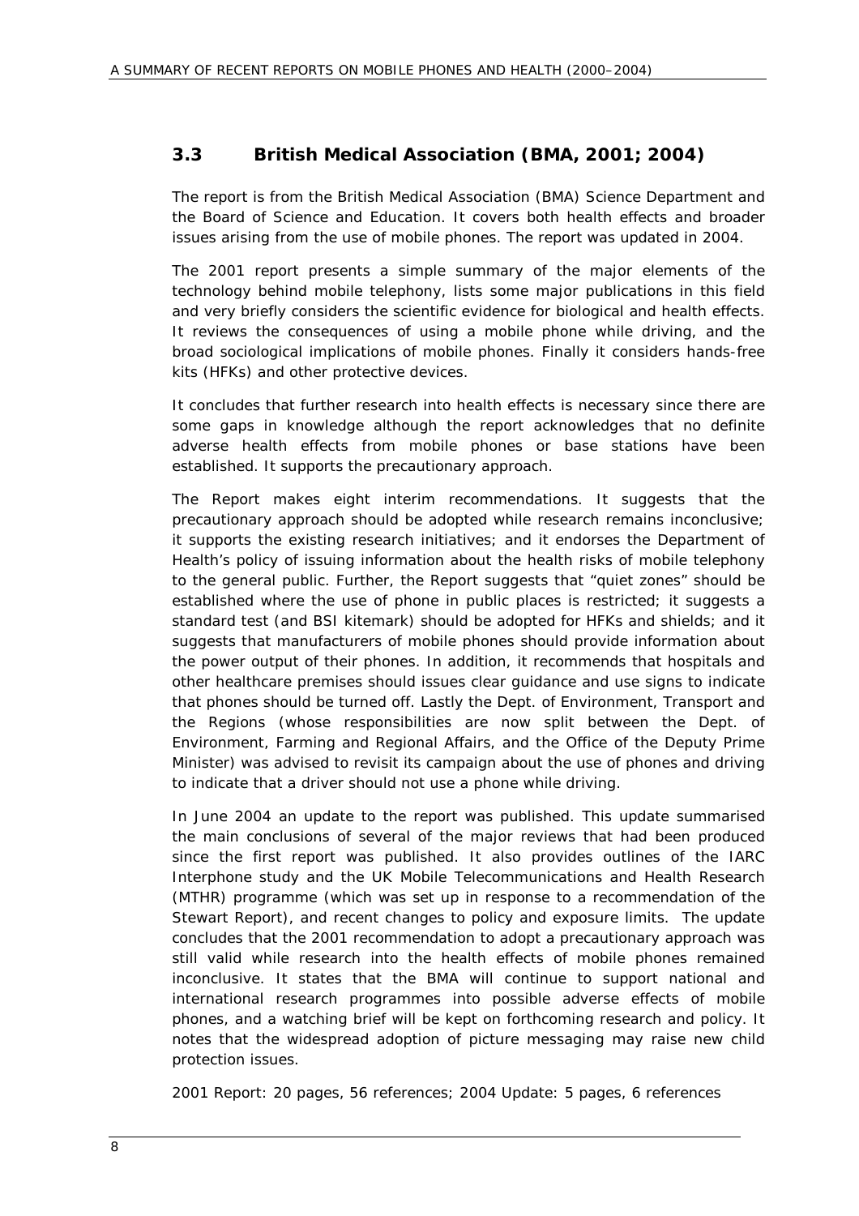## 3.3 British Medical Association (BMA, 2001; 2004)

The report is from the British Medical Association (BMA) Science Department and the Board of Science and Education. It covers both health effects and broader issues arising from the use of mobile phones. The report was updated in 2004.

The 2001 report presents a simple summary of the major elements of the technology behind mobile telephony, lists some major publications in this field and very briefly considers the scientific evidence for biological and health effects. It reviews the consequences of using a mobile phone while driving, and the broad sociological implications of mobile phones. Finally it considers hands-free kits (HFKs) and other protective devices.

It concludes that further research into health effects is necessary since there are some gaps in knowledge although the report acknowledges that no definite adverse health effects from mobile phones or base stations have been established. It supports the precautionary approach.

The Report makes eight interim recommendations. It suggests that the precautionary approach should be adopted while research remains inconclusive; it supports the existing research initiatives; and it endorses the Department of Health's policy of issuing information about the health risks of mobile telephony to the general public. Further, the Report suggests that "quiet zones" should be established where the use of phone in public places is restricted; it suggests a standard test (and BSI kitemark) should be adopted for HFKs and shields; and it suggests that manufacturers of mobile phones should provide information about the power output of their phones. In addition, it recommends that hospitals and other healthcare premises should issues clear guidance and use signs to indicate that phones should be turned off. Lastly the Dept. of Environment, Transport and the Regions (whose responsibilities are now split between the Dept. of Environment, Farming and Regional Affairs, and the Office of the Deputy Prime Minister) was advised to revisit its campaign about the use of phones and driving to indicate that a driver should not use a phone while driving.

In June 2004 an update to the report was published. This update summarised the main conclusions of several of the major reviews that had been produced since the first report was published. It also provides outlines of the IARC Interphone study and the UK Mobile Telecommunications and Health Research (MTHR) programme (which was set up in response to a recommendation of the Stewart Report), and recent changes to policy and exposure limits. The update concludes that the 2001 recommendation to adopt a precautionary approach was still valid while research into the health effects of mobile phones remained inconclusive. It states that the BMA will continue to support national and international research programmes into possible adverse effects of mobile phones, and a watching brief will be kept on forthcoming research and policy. It notes that the widespread adoption of picture messaging may raise new child protection issues.

2001 Report: 20 pages, 56 references; 2004 Update: 5 pages, 6 references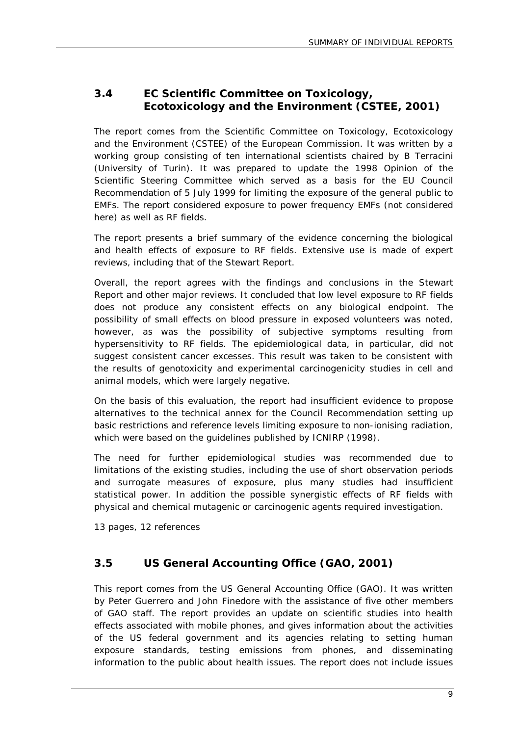## 3.4 EC Scientific Committee on Toxicology, Ecotoxicology and the Environment (CSTEE, 2001)

The report comes from the Scientific Committee on Toxicology, Ecotoxicology and the Environment (CSTEE) of the European Commission. It was written by a working group consisting of ten international scientists chaired by B Terracini (University of Turin). It was prepared to update the 1998 Opinion of the Scientific Steering Committee which served as a basis for the EU Council Recommendation of 5 July 1999 for limiting the exposure of the general public to EMFs. The report considered exposure to power frequency EMFs (not considered here) as well as RF fields.

The report presents a brief summary of the evidence concerning the biological and health effects of exposure to RF fields. Extensive use is made of expert reviews, including that of the Stewart Report.

Overall, the report agrees with the findings and conclusions in the Stewart Report and other major reviews. It concluded that low level exposure to RF fields does not produce any consistent effects on any biological endpoint. The possibility of small effects on blood pressure in exposed volunteers was noted, however, as was the possibility of subjective symptoms resulting from hypersensitivity to RF fields. The epidemiological data, in particular, did not suggest consistent cancer excesses. This result was taken to be consistent with the results of genotoxicity and experimental carcinogenicity studies in cell and animal models, which were largely negative.

On the basis of this evaluation, the report had insufficient evidence to propose alternatives to the technical annex for the Council Recommendation setting up basic restrictions and reference levels limiting exposure to non-ionising radiation, which were based on the guidelines published by ICNIRP (1998).

The need for further epidemiological studies was recommended due to limitations of the existing studies, including the use of short observation periods and surrogate measures of exposure, plus many studies had insufficient statistical power. In addition the possible synergistic effects of RF fields with physical and chemical mutagenic or carcinogenic agents required investigation.

13 pages, 12 references

## 3.5 US General Accounting Office (GAO, 2001)

This report comes from the US General Accounting Office (GAO). It was written by Peter Guerrero and John Finedore with the assistance of five other members of GAO staff. The report provides an update on scientific studies into health effects associated with mobile phones, and gives information about the activities of the US federal government and its agencies relating to setting human exposure standards, testing emissions from phones, and disseminating information to the public about health issues. The report does not include issues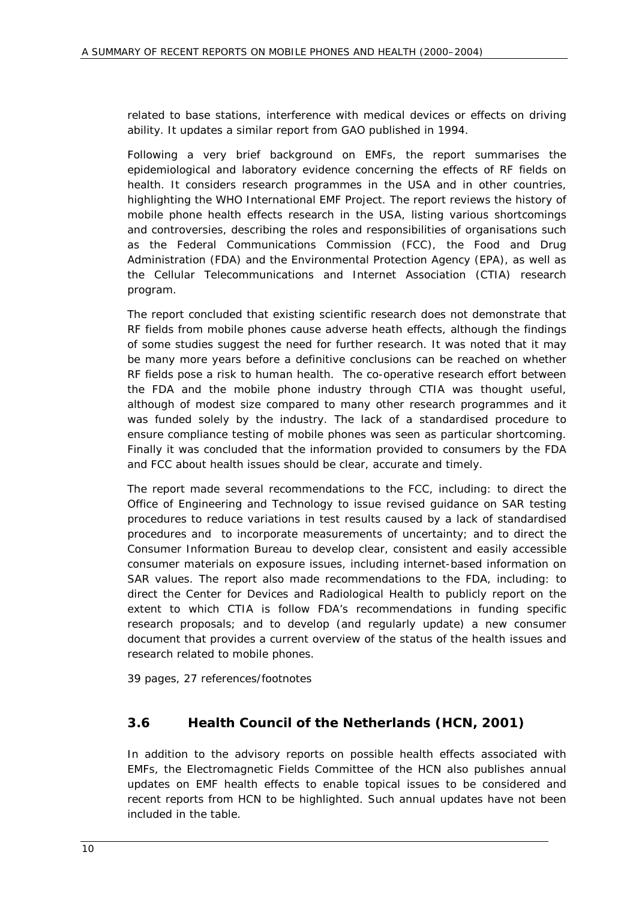related to base stations, interference with medical devices or effects on driving ability. It updates a similar report from GAO published in 1994.

Following a very brief background on EMFs, the report summarises the epidemiological and laboratory evidence concerning the effects of RF fields on health. It considers research programmes in the USA and in other countries, highlighting the WHO International EMF Project. The report reviews the history of mobile phone health effects research in the USA, listing various shortcomings and controversies, describing the roles and responsibilities of organisations such as the Federal Communications Commission (FCC), the Food and Drug Administration (FDA) and the Environmental Protection Agency (EPA), as well as the Cellular Telecommunications and Internet Association (CTIA) research program.

The report concluded that existing scientific research does not demonstrate that RF fields from mobile phones cause adverse heath effects, although the findings of some studies suggest the need for further research. It was noted that it may be many more years before a definitive conclusions can be reached on whether RF fields pose a risk to human health. The co-operative research effort between the FDA and the mobile phone industry through CTIA was thought useful, although of modest size compared to many other research programmes and it was funded solely by the industry. The lack of a standardised procedure to ensure compliance testing of mobile phones was seen as particular shortcoming. Finally it was concluded that the information provided to consumers by the FDA and FCC about health issues should be clear, accurate and timely.

The report made several recommendations to the FCC, including: to direct the Office of Engineering and Technology to issue revised guidance on SAR testing procedures to reduce variations in test results caused by a lack of standardised procedures and to incorporate measurements of uncertainty; and to direct the Consumer Information Bureau to develop clear, consistent and easily accessible consumer materials on exposure issues, including internet-based information on SAR values. The report also made recommendations to the FDA, including: to direct the Center for Devices and Radiological Health to publicly report on the extent to which CTIA is follow FDA's recommendations in funding specific research proposals; and to develop (and regularly update) a new consumer document that provides a current overview of the status of the health issues and research related to mobile phones.

39 pages, 27 references/footnotes

### 3.6 Health Council of the Netherlands (HCN, 2001)

In addition to the advisory reports on possible health effects associated with EMFs, the Electromagnetic Fields Committee of the HCN also publishes annual updates on EMF health effects to enable topical issues to be considered and recent reports from HCN to be highlighted. Such annual updates have not been included in the table.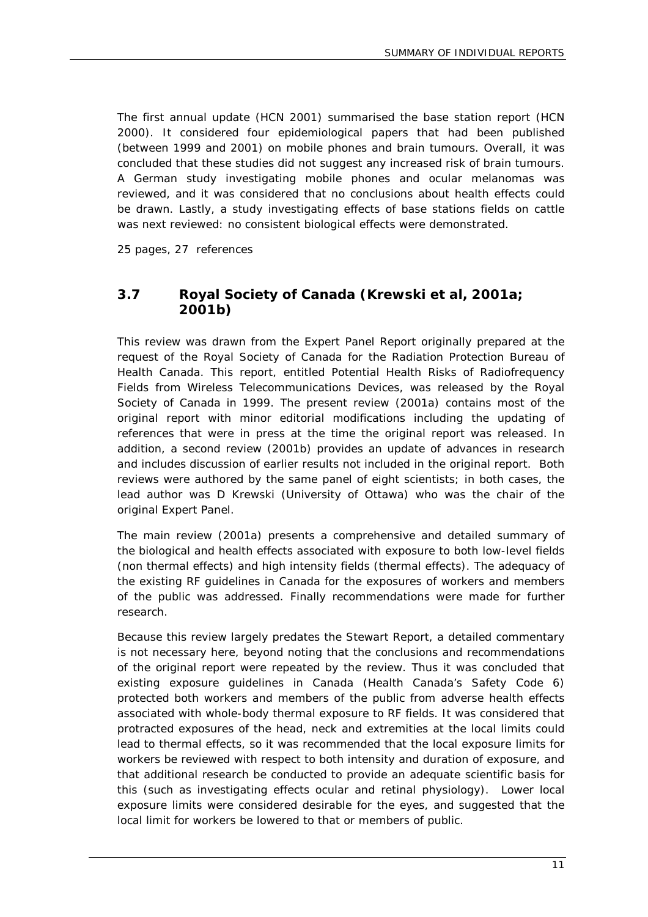The first annual update (HCN 2001) summarised the base station report (HCN 2000). It considered four epidemiological papers that had been published (between 1999 and 2001) on mobile phones and brain tumours. Overall, it was concluded that these studies did not suggest any increased risk of brain tumours. A German study investigating mobile phones and ocular melanomas was reviewed, and it was considered that no conclusions about health effects could be drawn. Lastly, a study investigating effects of base stations fields on cattle was next reviewed: no consistent biological effects were demonstrated.

25 pages, 27 references

## 3.7 Royal Society of Canada (Krewski et al, 2001a; 2001b)

This review was drawn from the Expert Panel Report originally prepared at the request of the Royal Society of Canada for the Radiation Protection Bureau of Health Canada. This report, entitled Potential Health Risks of Radiofrequency Fields from Wireless Telecommunications Devices, was released by the Royal Society of Canada in 1999. The present review (2001a) contains most of the original report with minor editorial modifications including the updating of references that were in press at the time the original report was released. In addition, a second review (2001b) provides an update of advances in research and includes discussion of earlier results not included in the original report. Both reviews were authored by the same panel of eight scientists; in both cases, the lead author was D Krewski (University of Ottawa) who was the chair of the original Expert Panel.

The main review (2001a) presents a comprehensive and detailed summary of the biological and health effects associated with exposure to both low-level fields (non thermal effects) and high intensity fields (thermal effects). The adequacy of the existing RF guidelines in Canada for the exposures of workers and members of the public was addressed. Finally recommendations were made for further research.

Because this review largely predates the Stewart Report, a detailed commentary is not necessary here, beyond noting that the conclusions and recommendations of the original report were repeated by the review. Thus it was concluded that existing exposure guidelines in Canada (Health Canada's Safety Code 6) protected both workers and members of the public from adverse health effects associated with whole-body thermal exposure to RF fields. It was considered that protracted exposures of the head, neck and extremities at the local limits could lead to thermal effects, so it was recommended that the local exposure limits for workers be reviewed with respect to both intensity and duration of exposure, and that additional research be conducted to provide an adequate scientific basis for this (such as investigating effects ocular and retinal physiology). Lower local exposure limits were considered desirable for the eyes, and suggested that the local limit for workers be lowered to that or members of public.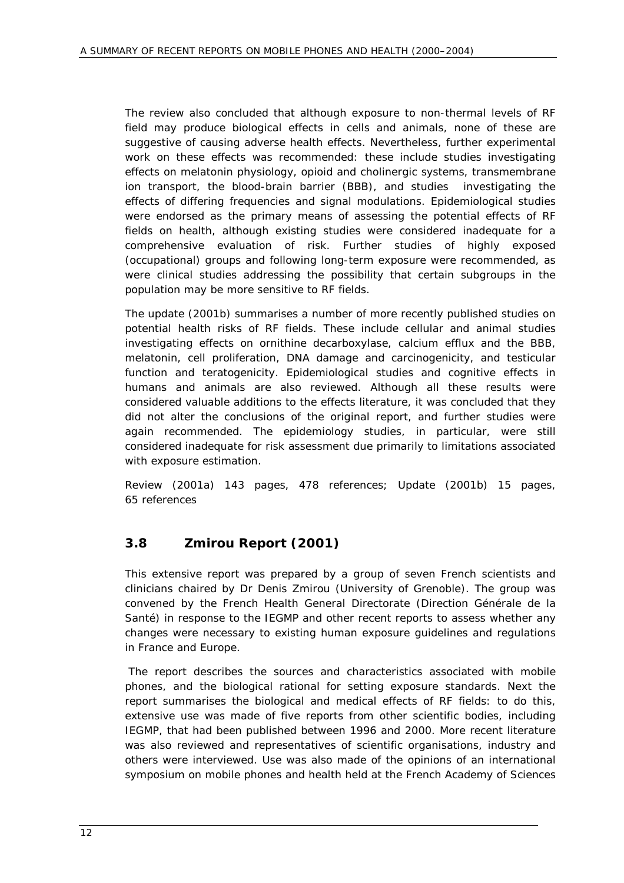The review also concluded that although exposure to non-thermal levels of RF field may produce biological effects in cells and animals, none of these are suggestive of causing adverse health effects. Nevertheless, further experimental work on these effects was recommended: these include studies investigating effects on melatonin physiology, opioid and cholinergic systems, transmembrane ion transport, the blood-brain barrier (BBB), and studies investigating the effects of differing frequencies and signal modulations. Epidemiological studies were endorsed as the primary means of assessing the potential effects of RF fields on health, although existing studies were considered inadequate for a comprehensive evaluation of risk. Further studies of highly exposed (occupational) groups and following long-term exposure were recommended, as were clinical studies addressing the possibility that certain subgroups in the population may be more sensitive to RF fields.

The update (2001b) summarises a number of more recently published studies on potential health risks of RF fields. These include cellular and animal studies investigating effects on ornithine decarboxylase, calcium efflux and the BBB, melatonin, cell proliferation, DNA damage and carcinogenicity, and testicular function and teratogenicity. Epidemiological studies and cognitive effects in humans and animals are also reviewed. Although all these results were considered valuable additions to the effects literature, it was concluded that they did not alter the conclusions of the original report, and further studies were again recommended. The epidemiology studies, in particular, were still considered inadequate for risk assessment due primarily to limitations associated with exposure estimation.

Review (2001a) 143 pages, 478 references; Update (2001b) 15 pages, 65 references

## 3.8 Zmirou Report (2001)

This extensive report was prepared by a group of seven French scientists and clinicians chaired by Dr Denis Zmirou (University of Grenoble). The group was convened by the French Health General Directorate (Direction Générale de la Santé) in response to the IEGMP and other recent reports to assess whether any changes were necessary to existing human exposure guidelines and regulations in France and Europe.

The report describes the sources and characteristics associated with mobile phones, and the biological rational for setting exposure standards. Next the report summarises the biological and medical effects of RF fields: to do this, extensive use was made of five reports from other scientific bodies, including IEGMP, that had been published between 1996 and 2000. More recent literature was also reviewed and representatives of scientific organisations, industry and others were interviewed. Use was also made of the opinions of an international symposium on mobile phones and health held at the French Academy of Sciences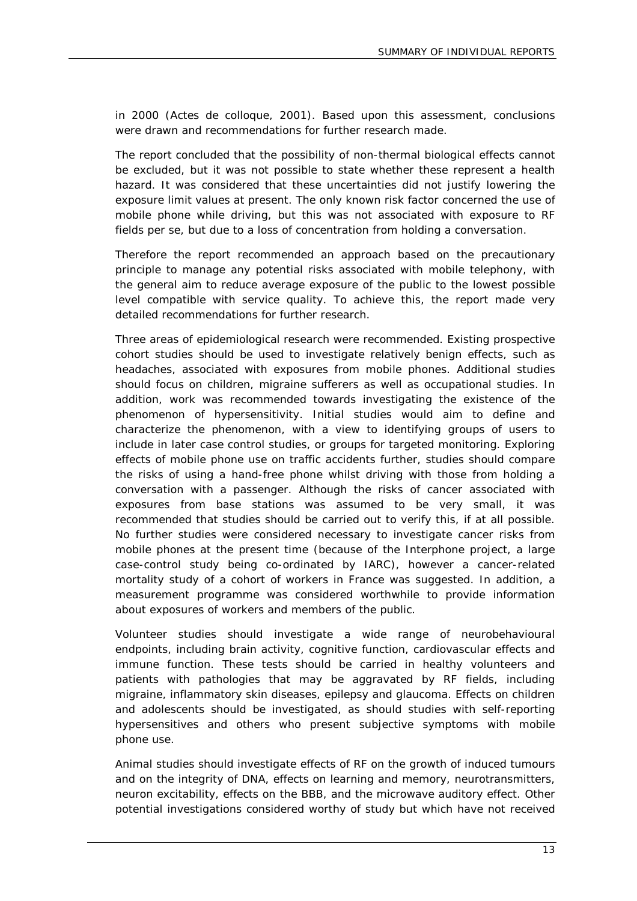in 2000 (Actes de colloque, 2001). Based upon this assessment, conclusions were drawn and recommendations for further research made.

The report concluded that the possibility of non-thermal biological effects cannot be excluded, but it was not possible to state whether these represent a health hazard. It was considered that these uncertainties did not justify lowering the exposure limit values at present. The only known risk factor concerned the use of mobile phone while driving, but this was not associated with exposure to RF fields per se, but due to a loss of concentration from holding a conversation.

Therefore the report recommended an approach based on the precautionary principle to manage any potential risks associated with mobile telephony, with the general aim to reduce average exposure of the public to the lowest possible level compatible with service quality. To achieve this, the report made very detailed recommendations for further research.

Three areas of epidemiological research were recommended. Existing prospective cohort studies should be used to investigate relatively benign effects, such as headaches, associated with exposures from mobile phones. Additional studies should focus on children, migraine sufferers as well as occupational studies. In addition, work was recommended towards investigating the existence of the phenomenon of hypersensitivity. Initial studies would aim to define and characterize the phenomenon, with a view to identifying groups of users to include in later case control studies, or groups for targeted monitoring. Exploring effects of mobile phone use on traffic accidents further, studies should compare the risks of using a hand-free phone whilst driving with those from holding a conversation with a passenger. Although the risks of cancer associated with exposures from base stations was assumed to be very small, it was recommended that studies should be carried out to verify this, if at all possible. No further studies were considered necessary to investigate cancer risks from mobile phones at the present time (because of the Interphone project, a large case-control study being co-ordinated by IARC), however a cancer-related mortality study of a cohort of workers in France was suggested. In addition, a measurement programme was considered worthwhile to provide information about exposures of workers and members of the public.

Volunteer studies should investigate a wide range of neurobehavioural endpoints, including brain activity, cognitive function, cardiovascular effects and immune function. These tests should be carried in healthy volunteers and patients with pathologies that may be aggravated by RF fields, including migraine, inflammatory skin diseases, epilepsy and glaucoma. Effects on children and adolescents should be investigated, as should studies with self-reporting hypersensitives and others who present subjective symptoms with mobile phone use.

Animal studies should investigate effects of RF on the growth of induced tumours and on the integrity of DNA, effects on learning and memory, neurotransmitters, neuron excitability, effects on the BBB, and the microwave auditory effect. Other potential investigations considered worthy of study but which have not received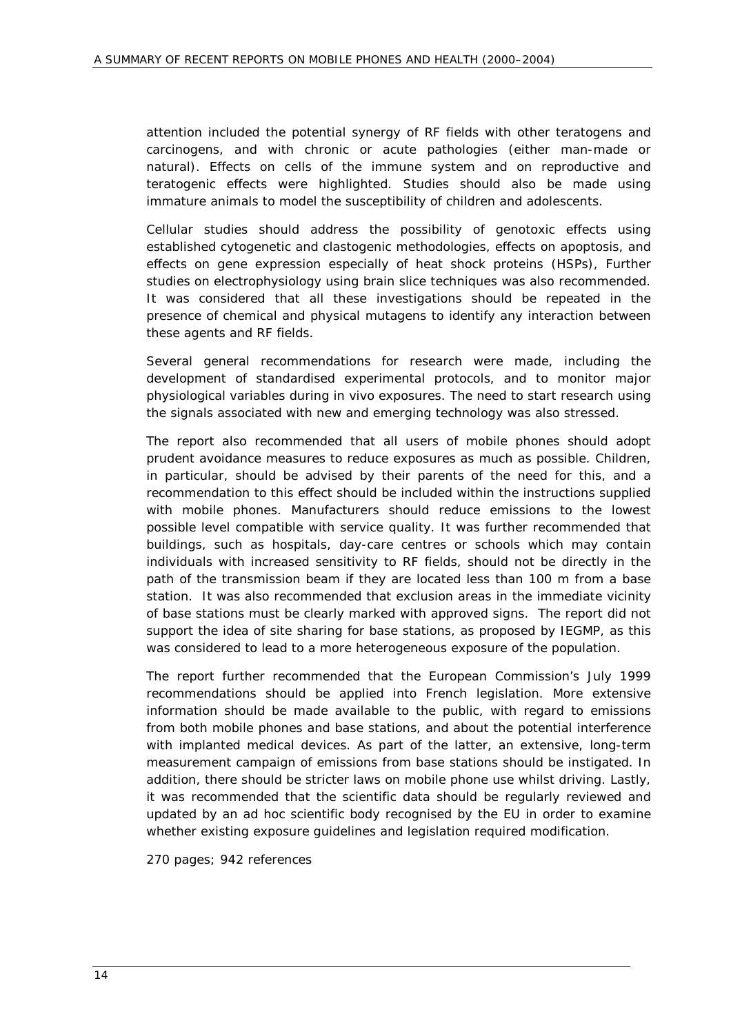attention included the potential synergy of RF fields with other teratogens and carcinogens, and with chronic or acute pathologies (either man-made or natural). Effects on cells of the immune system and on reproductive and teratogenic effects were highlighted. Studies should also be made using immature animals to model the susceptibility of children and adolescents.

Cellular studies should address the possibility of genotoxic effects using established cytogenetic and clastogenic methodologies, effects on apoptosis, and effects on gene expression especially of heat shock proteins (HSPs), Further studies on electrophysiology using brain slice techniques was also recommended. It was considered that all these investigations should be repeated in the presence of chemical and physical mutagens to identify any interaction between these agents and RF fields.

Several general recommendations for research were made, including the development of standardised experimental protocols, and to monitor major physiological variables during in vivo exposures. The need to start research using the signals associated with new and emerging technology was also stressed.

The report also recommended that all users of mobile phones should adopt prudent avoidance measures to reduce exposures as much as possible. Children, in particular, should be advised by their parents of the need for this, and a recommendation to this effect should be included within the instructions supplied with mobile phones. Manufacturers should reduce emissions to the lowest possible level compatible with service quality. It was further recommended that buildings, such as hospitals, day-care centres or schools which may contain individuals with increased sensitivity to RF fields, should not be directly in the path of the transmission beam if they are located less than 100 m from a base station. It was also recommended that exclusion areas in the immediate vicinity of base stations must be clearly marked with approved signs. The report did not support the idea of site sharing for base stations, as proposed by IEGMP, as this was considered to lead to a more heterogeneous exposure of the population.

The report further recommended that the European Commission's July 1999 recommendations should be applied into French legislation. More extensive information should be made available to the public, with regard to emissions from both mobile phones and base stations, and about the potential interference with implanted medical devices. As part of the latter, an extensive, long-term measurement campaign of emissions from base stations should be instigated. In addition, there should be stricter laws on mobile phone use whilst driving. Lastly, it was recommended that the scientific data should be regularly reviewed and updated by an ad hoc scientific body recognised by the EU in order to examine whether existing exposure guidelines and legislation required modification.

270 pages; 942 references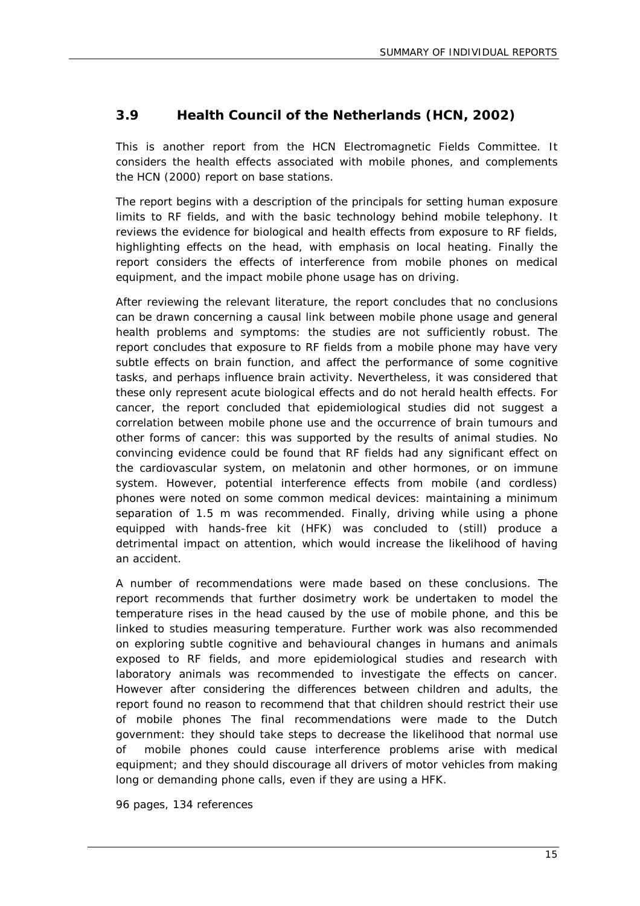## 3.9 Health Council of the Netherlands (HCN, 2002)

This is another report from the HCN Electromagnetic Fields Committee. It considers the health effects associated with mobile phones, and complements the HCN (2000) report on base stations.

The report begins with a description of the principals for setting human exposure limits to RF fields, and with the basic technology behind mobile telephony. It reviews the evidence for biological and health effects from exposure to RF fields, highlighting effects on the head, with emphasis on local heating. Finally the report considers the effects of interference from mobile phones on medical equipment, and the impact mobile phone usage has on driving.

After reviewing the relevant literature, the report concludes that no conclusions can be drawn concerning a causal link between mobile phone usage and general health problems and symptoms: the studies are not sufficiently robust. The report concludes that exposure to RF fields from a mobile phone may have very subtle effects on brain function, and affect the performance of some cognitive tasks, and perhaps influence brain activity. Nevertheless, it was considered that these only represent acute biological effects and do not herald health effects. For cancer, the report concluded that epidemiological studies did not suggest a correlation between mobile phone use and the occurrence of brain tumours and other forms of cancer: this was supported by the results of animal studies. No convincing evidence could be found that RF fields had any significant effect on the cardiovascular system, on melatonin and other hormones, or on immune system. However, potential interference effects from mobile (and cordless) phones were noted on some common medical devices: maintaining a minimum separation of 1.5 m was recommended. Finally, driving while using a phone equipped with hands-free kit (HFK) was concluded to (still) produce a detrimental impact on attention, which would increase the likelihood of having an accident.

A number of recommendations were made based on these conclusions. The report recommends that further dosimetry work be undertaken to model the temperature rises in the head caused by the use of mobile phone, and this be linked to studies measuring temperature. Further work was also recommended on exploring subtle cognitive and behavioural changes in humans and animals exposed to RF fields, and more epidemiological studies and research with laboratory animals was recommended to investigate the effects on cancer. However after considering the differences between children and adults, the report found no reason to recommend that that children should restrict their use of mobile phones The final recommendations were made to the Dutch government: they should take steps to decrease the likelihood that normal use of mobile phones could cause interference problems arise with medical equipment; and they should discourage all drivers of motor vehicles from making long or demanding phone calls, even if they are using a HFK.

96 pages, 134 references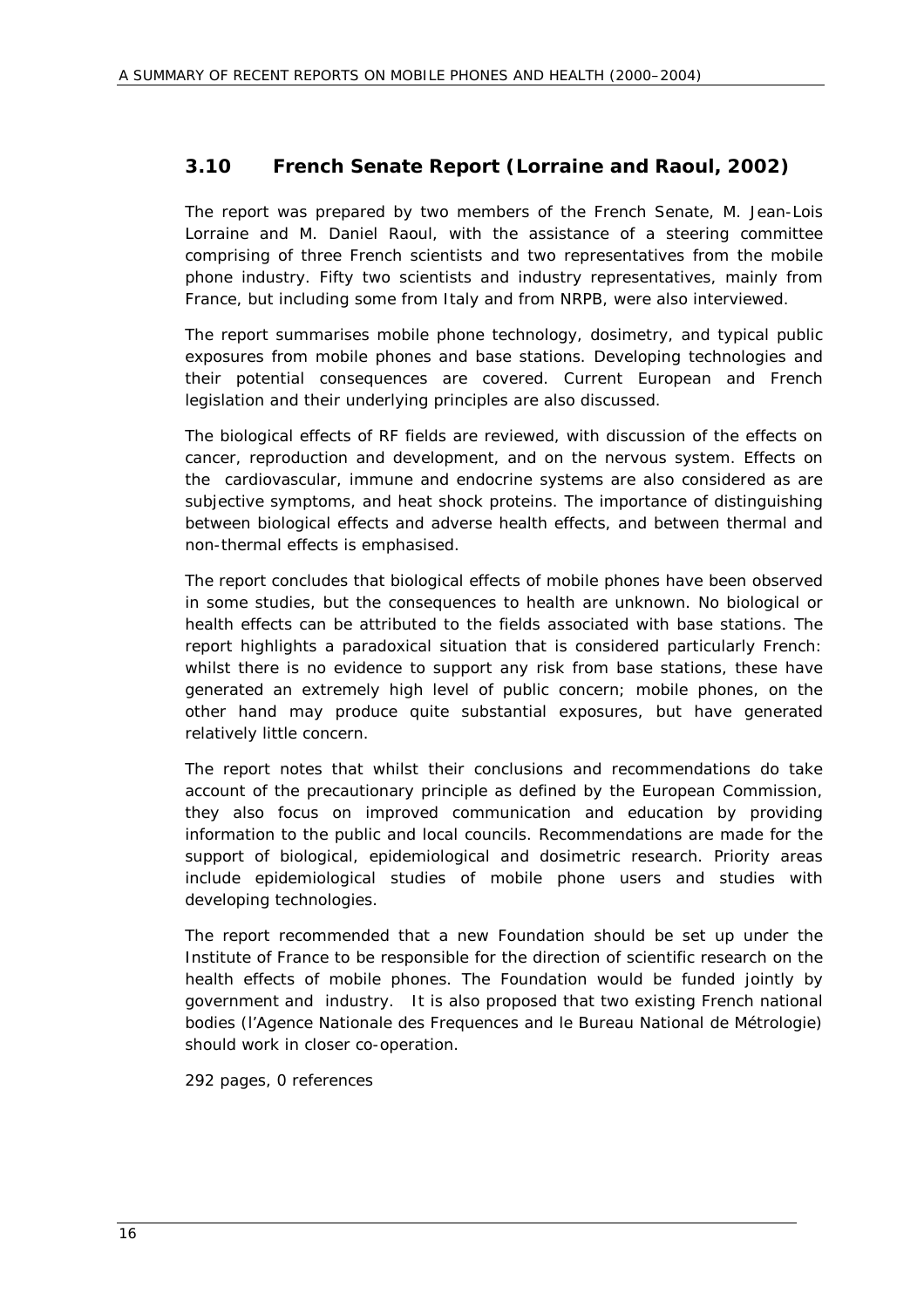## 3.10 French Senate Report (Lorraine and Raoul, 2002)

The report was prepared by two members of the French Senate, M. Jean-Lois Lorraine and M. Daniel Raoul, with the assistance of a steering committee comprising of three French scientists and two representatives from the mobile phone industry. Fifty two scientists and industry representatives, mainly from France, but including some from Italy and from NRPB, were also interviewed.

The report summarises mobile phone technology, dosimetry, and typical public exposures from mobile phones and base stations. Developing technologies and their potential consequences are covered. Current European and French legislation and their underlying principles are also discussed.

The biological effects of RF fields are reviewed, with discussion of the effects on cancer, reproduction and development, and on the nervous system. Effects on the cardiovascular, immune and endocrine systems are also considered as are subjective symptoms, and heat shock proteins. The importance of distinguishing between biological effects and adverse health effects, and between thermal and non-thermal effects is emphasised.

The report concludes that biological effects of mobile phones have been observed in some studies, but the consequences to health are unknown. No biological or health effects can be attributed to the fields associated with base stations. The report highlights a paradoxical situation that is considered particularly French: whilst there is no evidence to support any risk from base stations, these have generated an extremely high level of public concern; mobile phones, on the other hand may produce quite substantial exposures, but have generated relatively little concern.

The report notes that whilst their conclusions and recommendations do take account of the precautionary principle as defined by the European Commission, they also focus on improved communication and education by providing information to the public and local councils. Recommendations are made for the support of biological, epidemiological and dosimetric research. Priority areas include epidemiological studies of mobile phone users and studies with developing technologies.

The report recommended that a new Foundation should be set up under the Institute of France to be responsible for the direction of scientific research on the health effects of mobile phones. The Foundation would be funded jointly by government and industry. It is also proposed that two existing French national bodies (l'Agence Nationale des Frequences and le Bureau National de Métrologie) should work in closer co-operation.

292 pages, 0 references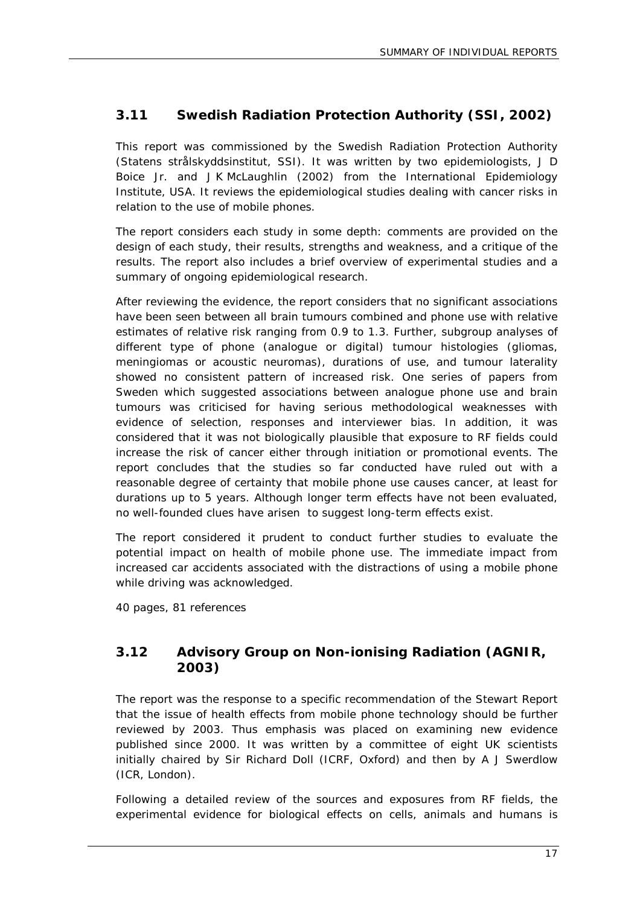## 3.11 Swedish Radiation Protection Authority (SSI, 2002)

This report was commissioned by the Swedish Radiation Protection Authority (Statens strålskyddsinstitut, SSI). It was written by two epidemiologists, J D Boice Jr. and J K McLaughlin (2002) from the International Epidemiology Institute, USA. It reviews the epidemiological studies dealing with cancer risks in relation to the use of mobile phones.

The report considers each study in some depth: comments are provided on the design of each study, their results, strengths and weakness, and a critique of the results. The report also includes a brief overview of experimental studies and a summary of ongoing epidemiological research.

After reviewing the evidence, the report considers that no significant associations have been seen between all brain tumours combined and phone use with relative estimates of relative risk ranging from 0.9 to 1.3. Further, subgroup analyses of different type of phone (analogue or digital) tumour histologies (gliomas, meningiomas or acoustic neuromas), durations of use, and tumour laterality showed no consistent pattern of increased risk. One series of papers from Sweden which suggested associations between analogue phone use and brain tumours was criticised for having serious methodological weaknesses with evidence of selection, responses and interviewer bias. In addition, it was considered that it was not biologically plausible that exposure to RF fields could increase the risk of cancer either through initiation or promotional events. The report concludes that the studies so far conducted have ruled out with a reasonable degree of certainty that mobile phone use causes cancer, at least for durations up to 5 years. Although longer term effects have not been evaluated, no well-founded clues have arisen to suggest long-term effects exist.

The report considered it prudent to conduct further studies to evaluate the potential impact on health of mobile phone use. The immediate impact from increased car accidents associated with the distractions of using a mobile phone while driving was acknowledged.

40 pages, 81 references

## 3.12 Advisory Group on Non-ionising Radiation (AGNIR, 2003)

The report was the response to a specific recommendation of the Stewart Report that the issue of health effects from mobile phone technology should be further reviewed by 2003. Thus emphasis was placed on examining new evidence published since 2000. It was written by a committee of eight UK scientists initially chaired by Sir Richard Doll (ICRF, Oxford) and then by A J Swerdlow (ICR, London).

Following a detailed review of the sources and exposures from RF fields, the experimental evidence for biological effects on cells, animals and humans is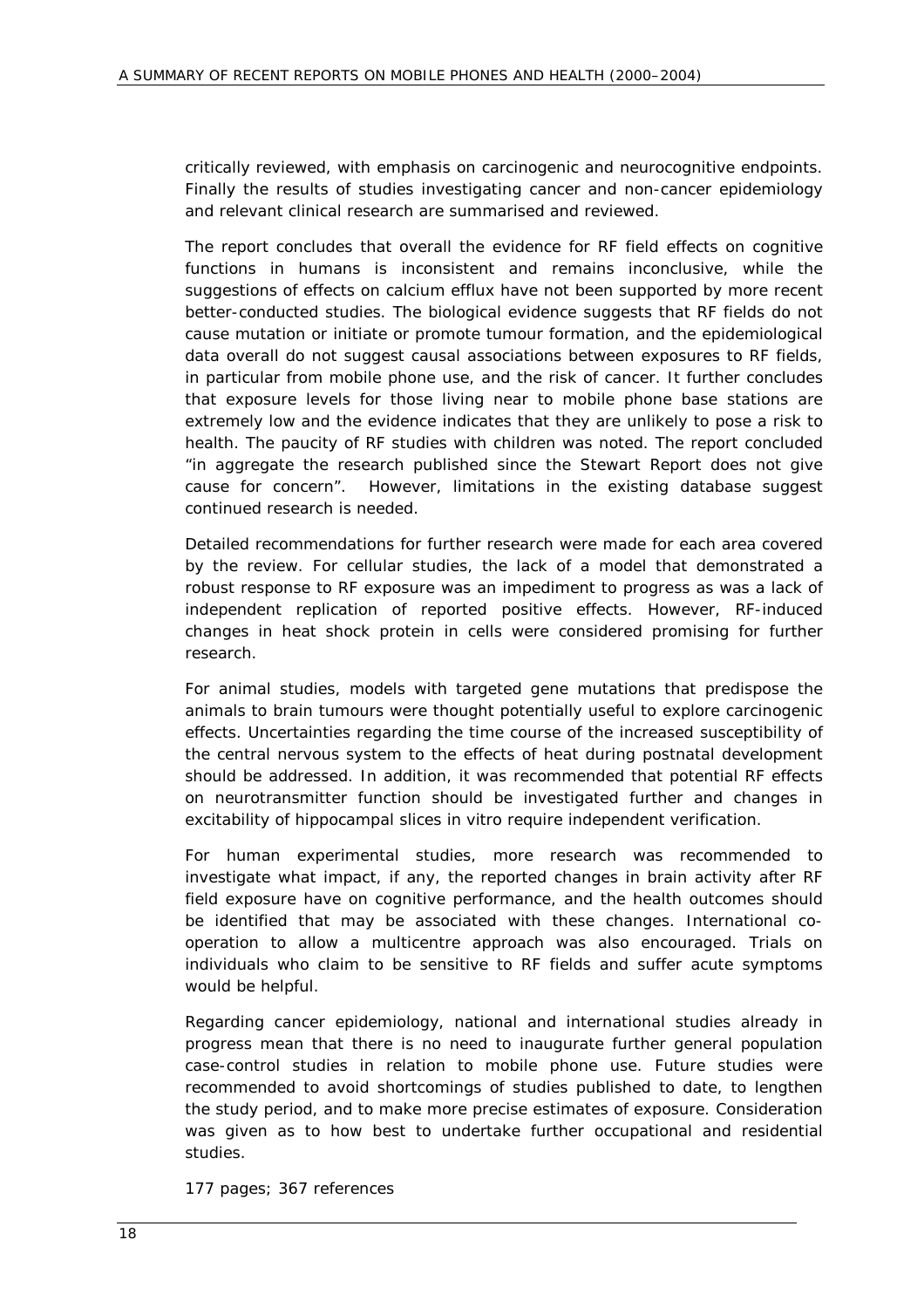critically reviewed, with emphasis on carcinogenic and neurocognitive endpoints. Finally the results of studies investigating cancer and non-cancer epidemiology and relevant clinical research are summarised and reviewed.

The report concludes that overall the evidence for RF field effects on cognitive functions in humans is inconsistent and remains inconclusive, while the suggestions of effects on calcium efflux have not been supported by more recent better-conducted studies. The biological evidence suggests that RF fields do not cause mutation or initiate or promote tumour formation, and the epidemiological data overall do not suggest causal associations between exposures to RF fields, in particular from mobile phone use, and the risk of cancer. It further concludes that exposure levels for those living near to mobile phone base stations are extremely low and the evidence indicates that they are unlikely to pose a risk to health. The paucity of RF studies with children was noted. The report concluded "in aggregate the research published since the Stewart Report does not give cause for concern". However, limitations in the existing database suggest continued research is needed.

Detailed recommendations for further research were made for each area covered by the review. For cellular studies, the lack of a model that demonstrated a robust response to RF exposure was an impediment to progress as was a lack of independent replication of reported positive effects. However, RF-induced changes in heat shock protein in cells were considered promising for further research.

For animal studies, models with targeted gene mutations that predispose the animals to brain tumours were thought potentially useful to explore carcinogenic effects. Uncertainties regarding the time course of the increased susceptibility of the central nervous system to the effects of heat during postnatal development should be addressed. In addition, it was recommended that potential RF effects on neurotransmitter function should be investigated further and changes in excitability of hippocampal slices in vitro require independent verification.

For human experimental studies, more research was recommended to investigate what impact, if any, the reported changes in brain activity after RF field exposure have on cognitive performance, and the health outcomes should be identified that may be associated with these changes. International co-operation to allow a multicentre approach was also encouraged. Trials on individuals who claim to be sensitive to RF fields and suffer acute symptoms would be helpful.

Regarding cancer epidemiology, national and international studies already in progress mean that there is no need to inaugurate further general population case-control studies in relation to mobile phone use. Future studies were recommended to avoid shortcomings of studies published to date, to lengthen the study period, and to make more precise estimates of exposure. Consideration was given as to how best to undertake further occupational and residential studies.

177 pages; 367 references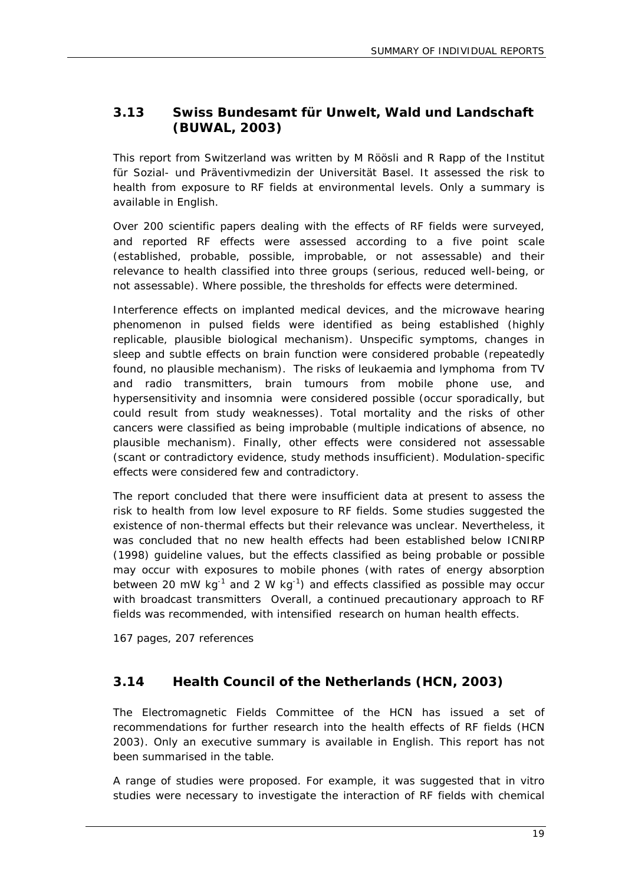## 3.13 Swiss Bundesamt für Unwelt, Wald und Landschaft (BUWAL, 2003)

This report from Switzerland was written by M Röösli and R Rapp of the Institut für Sozial- und Präventivmedizin der Universität Basel. It assessed the risk to health from exposure to RF fields at environmental levels. Only a summary is available in English.

Over 200 scientific papers dealing with the effects of RF fields were surveyed, and reported RF effects were assessed according to a five point scale (established, probable, possible, improbable, or not assessable) and their relevance to health classified into three groups (serious, reduced well-being, or not assessable). Where possible, the thresholds for effects were determined.

Interference effects on implanted medical devices, and the microwave hearing phenomenon in pulsed fields were identified as being established (highly replicable, plausible biological mechanism). Unspecific symptoms, changes in sleep and subtle effects on brain function were considered probable (repeatedly found, no plausible mechanism). The risks of leukaemia and lymphoma from TV and radio transmitters, brain tumours from mobile phone use, and hypersensitivity and insomnia were considered possible (occur sporadically, but could result from study weaknesses). Total mortality and the risks of other cancers were classified as being improbable (multiple indications of absence, no plausible mechanism). Finally, other effects were considered not assessable (scant or contradictory evidence, study methods insufficient). Modulation-specific effects were considered few and contradictory.

The report concluded that there were insufficient data at present to assess the risk to health from low level exposure to RF fields. Some studies suggested the existence of non-thermal effects but their relevance was unclear. Nevertheless, it was concluded that no new health effects had been established below ICNIRP (1998) guideline values, but the effects classified as being probable or possible may occur with exposures to mobile phones (with rates of energy absorption between 20 mW $kg^{-1}$ and 2 W $kg^{-1}$) and effects classified as possible may occur with broadcast transmitters Overall, a continued precautionary approach to RF fields was recommended, with intensified research on human health effects.

167 pages, 207 references

## 3.14 Health Council of the Netherlands (HCN, 2003)

The Electromagnetic Fields Committee of the HCN has issued a set of recommendations for further research into the health effects of RF fields (HCN 2003). Only an executive summary is available in English. This report has not been summarised in the table.

A range of studies were proposed. For example, it was suggested that in vitro studies were necessary to investigate the interaction of RF fields with chemical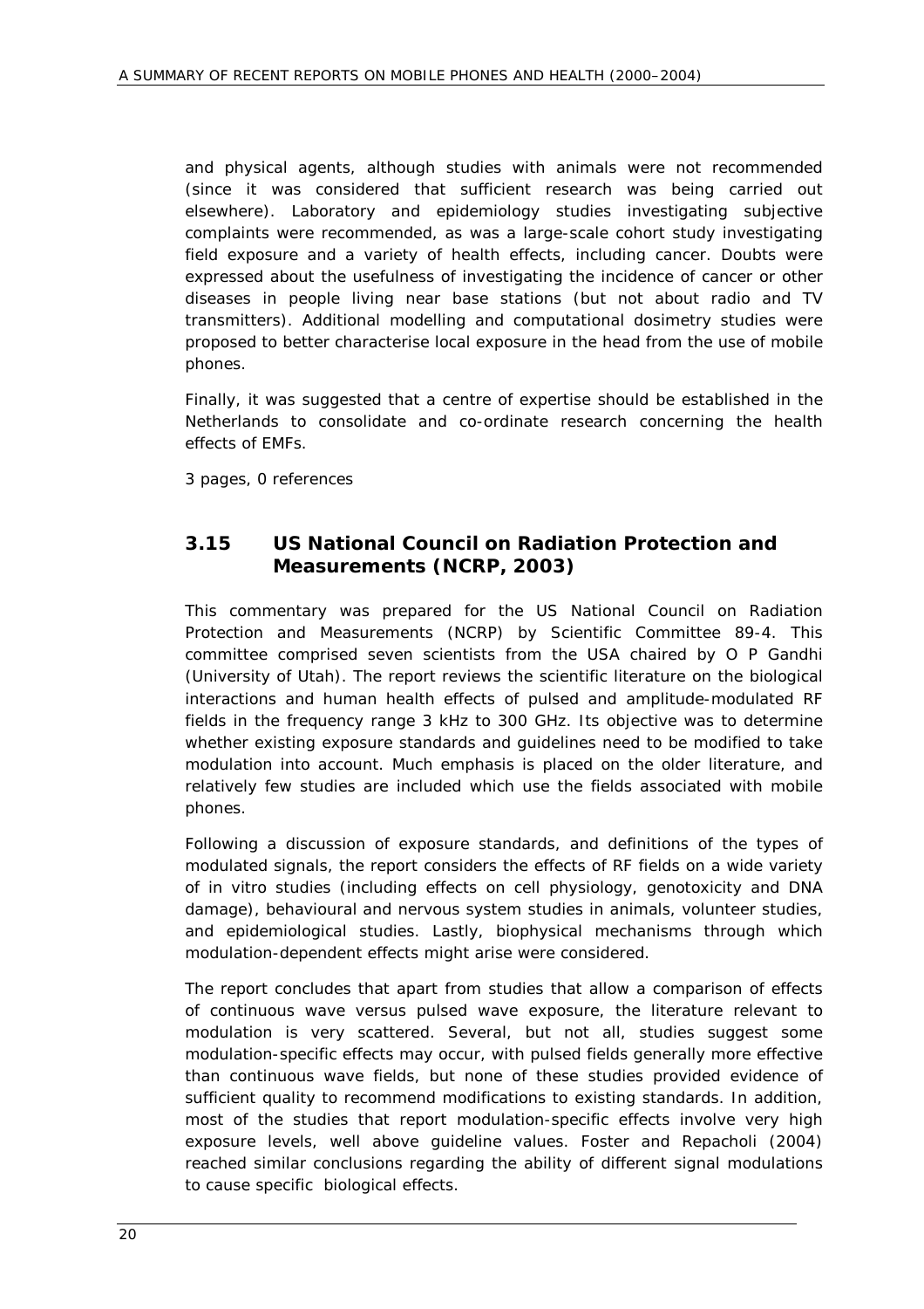and physical agents, although studies with animals were not recommended (since it was considered that sufficient research was being carried out elsewhere). Laboratory and epidemiology studies investigating subjective complaints were recommended, as was a large-scale cohort study investigating field exposure and a variety of health effects, including cancer. Doubts were expressed about the usefulness of investigating the incidence of cancer or other diseases in people living near base stations (but not about radio and TV transmitters). Additional modelling and computational dosimetry studies were proposed to better characterise local exposure in the head from the use of mobile phones.

Finally, it was suggested that a centre of expertise should be established in the Netherlands to consolidate and co-ordinate research concerning the health effects of EMFs.

3 pages, 0 references

## 3.15 US National Council on Radiation Protection and Measurements (NCRP, 2003)

This commentary was prepared for the US National Council on Radiation Protection and Measurements (NCRP) by Scientific Committee 89-4. This committee comprised seven scientists from the USA chaired by O P Gandhi (University of Utah). The report reviews the scientific literature on the biological interactions and human health effects of pulsed and amplitude-modulated RF fields in the frequency range 3 kHz to 300 GHz. Its objective was to determine whether existing exposure standards and guidelines need to be modified to take modulation into account. Much emphasis is placed on the older literature, and relatively few studies are included which use the fields associated with mobile phones.

Following a discussion of exposure standards, and definitions of the types of modulated signals, the report considers the effects of RF fields on a wide variety of in vitro studies (including effects on cell physiology, genotoxicity and DNA damage), behavioural and nervous system studies in animals, volunteer studies, and epidemiological studies. Lastly, biophysical mechanisms through which modulation-dependent effects might arise were considered.

The report concludes that apart from studies that allow a comparison of effects of continuous wave versus pulsed wave exposure, the literature relevant to modulation is very scattered. Several, but not all, studies suggest some modulation-specific effects may occur, with pulsed fields generally more effective than continuous wave fields, but none of these studies provided evidence of sufficient quality to recommend modifications to existing standards. In addition, most of the studies that report modulation-specific effects involve very high exposure levels, well above guideline values. Foster and Repacholi (2004) reached similar conclusions regarding the ability of different signal modulations to cause specific biological effects.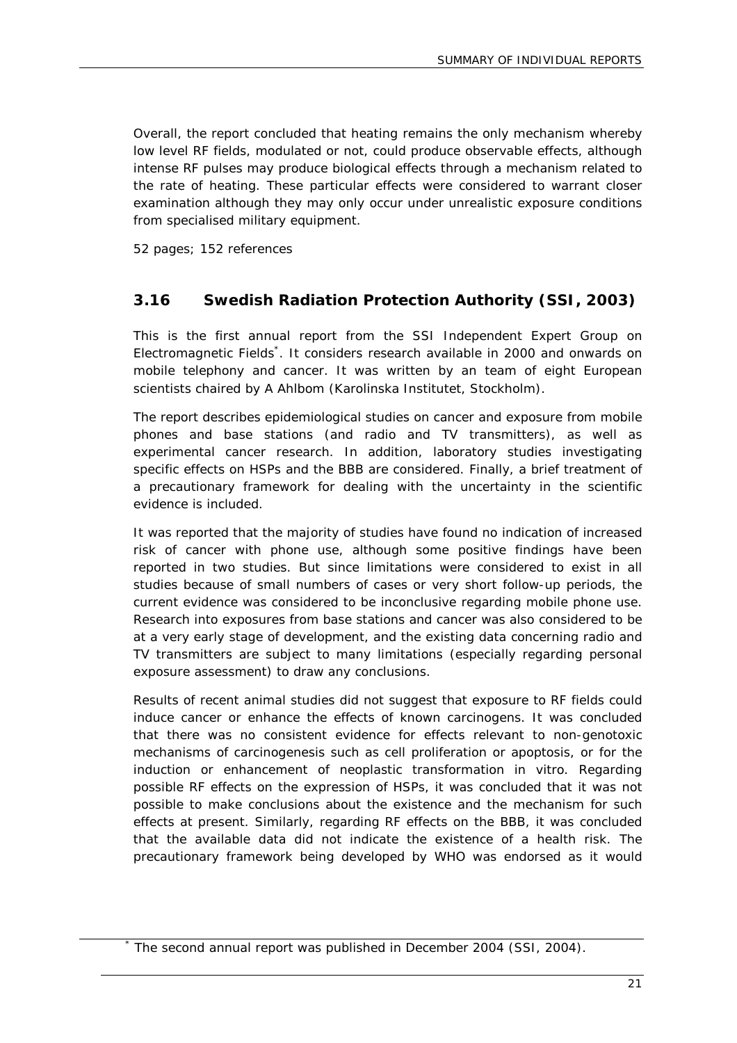Overall, the report concluded that heating remains the only mechanism whereby low level RF fields, modulated or not, could produce observable effects, although intense RF pulses may produce biological effects through a mechanism related to the rate of heating. These particular effects were considered to warrant closer examination although they may only occur under unrealistic exposure conditions from specialised military equipment.

52 pages; 152 references

## 3.16 Swedish Radiation Protection Authority (SSI, 2003)

This is the first annual report from the SSI Independent Expert Group on Electromagnetic Fields*. It considers research available in 2000 and onwards on mobile telephony and cancer. It was written by an team of eight European scientists chaired by A Ahlbom (Karolinska Institutet, Stockholm).

The report describes epidemiological studies on cancer and exposure from mobile phones and base stations (and radio and TV transmitters), as well as experimental cancer research. In addition, laboratory studies investigating specific effects on HSPs and the BBB are considered. Finally, a brief treatment of a precautionary framework for dealing with the uncertainty in the scientific evidence is included.

It was reported that the majority of studies have found no indication of increased risk of cancer with phone use, although some positive findings have been reported in two studies. But since limitations were considered to exist in all studies because of small numbers of cases or very short follow-up periods, the current evidence was considered to be inconclusive regarding mobile phone use. Research into exposures from base stations and cancer was also considered to be at a very early stage of development, and the existing data concerning radio and TV transmitters are subject to many limitations (especially regarding personal exposure assessment) to draw any conclusions.

Results of recent animal studies did not suggest that exposure to RF fields could induce cancer or enhance the effects of known carcinogens. It was concluded that there was no consistent evidence for effects relevant to non-genotoxic mechanisms of carcinogenesis such as cell proliferation or apoptosis, or for the induction or enhancement of neoplastic transformation in vitro. Regarding possible RF effects on the expression of HSPs, it was concluded that it was not possible to make conclusions about the existence and the mechanism for such effects at present. Similarly, regarding RF effects on the BBB, it was concluded that the available data did not indicate the existence of a health risk. The precautionary framework being developed by WHO was endorsed as it would

* The second annual report was published in December 2004 (SSI, 2004).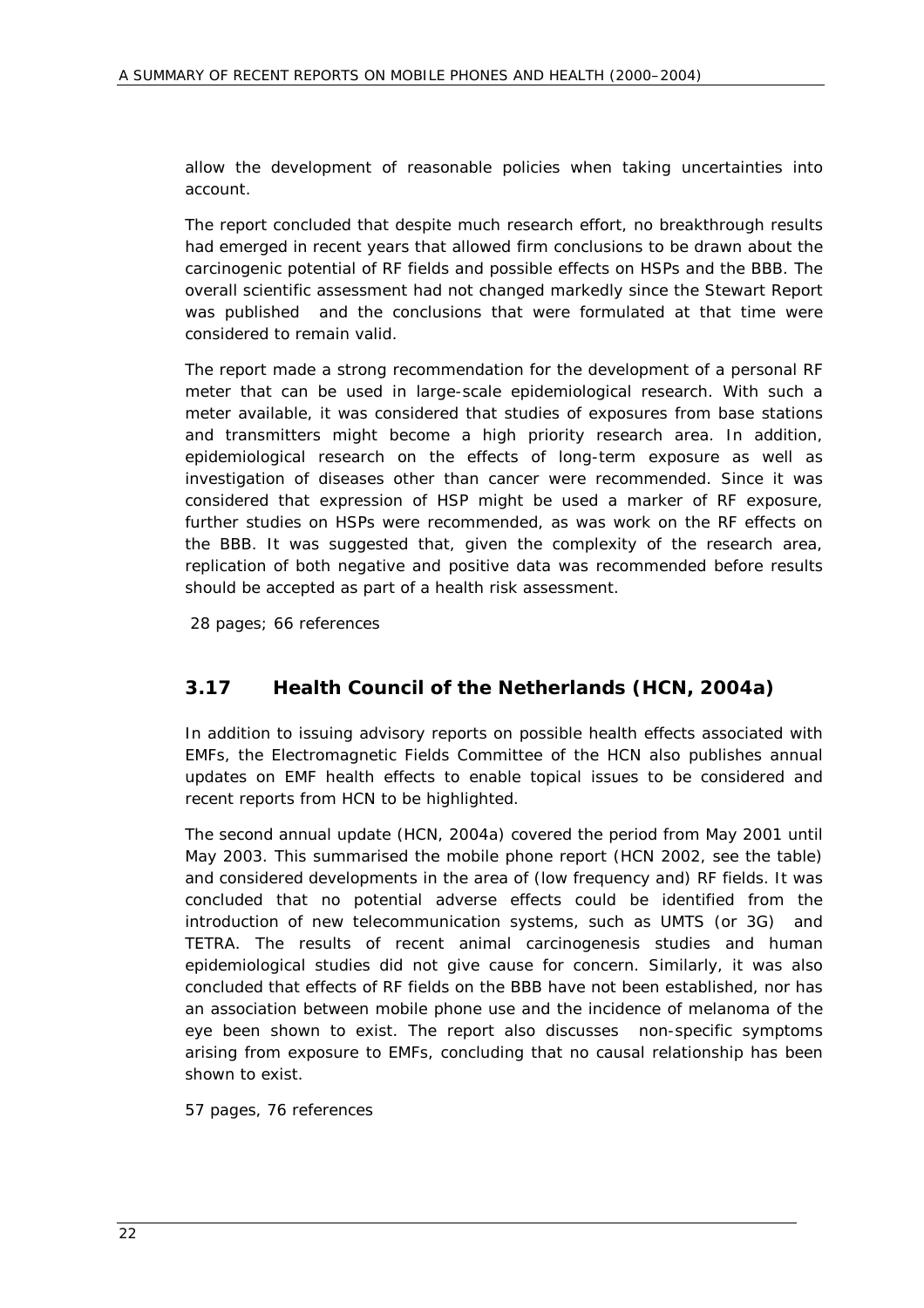allow the development of reasonable policies when taking uncertainties into account.

The report concluded that despite much research effort, no breakthrough results had emerged in recent years that allowed firm conclusions to be drawn about the carcinogenic potential of RF fields and possible effects on HSPs and the BBB. The overall scientific assessment had not changed markedly since the Stewart Report was published and the conclusions that were formulated at that time were considered to remain valid.

The report made a strong recommendation for the development of a personal RF meter that can be used in large-scale epidemiological research. With such a meter available, it was considered that studies of exposures from base stations and transmitters might become a high priority research area. In addition, epidemiological research on the effects of long-term exposure as well as investigation of diseases other than cancer were recommended. Since it was considered that expression of HSP might be used a marker of RF exposure, further studies on HSPs were recommended, as was work on the RF effects on the BBB. It was suggested that, given the complexity of the research area, replication of both negative and positive data was recommended before results should be accepted as part of a health risk assessment.

28 pages; 66 references

## 3.17 Health Council of the Netherlands (HCN, 2004a)

In addition to issuing advisory reports on possible health effects associated with EMFs, the Electromagnetic Fields Committee of the HCN also publishes annual updates on EMF health effects to enable topical issues to be considered and recent reports from HCN to be highlighted.

The second annual update (HCN, 2004a) covered the period from May 2001 until May 2003. This summarised the mobile phone report (HCN 2002, see the table) and considered developments in the area of (low frequency and) RF fields. It was concluded that no potential adverse effects could be identified from the introduction of new telecommunication systems, such as UMTS (or 3G) and TETRA. The results of recent animal carcinogenesis studies and human epidemiological studies did not give cause for concern. Similarly, it was also concluded that effects of RF fields on the BBB have not been established, nor has an association between mobile phone use and the incidence of melanoma of the eye been shown to exist. The report also discusses non-specific symptoms arising from exposure to EMFs, concluding that no causal relationship has been shown to exist.

57 pages, 76 references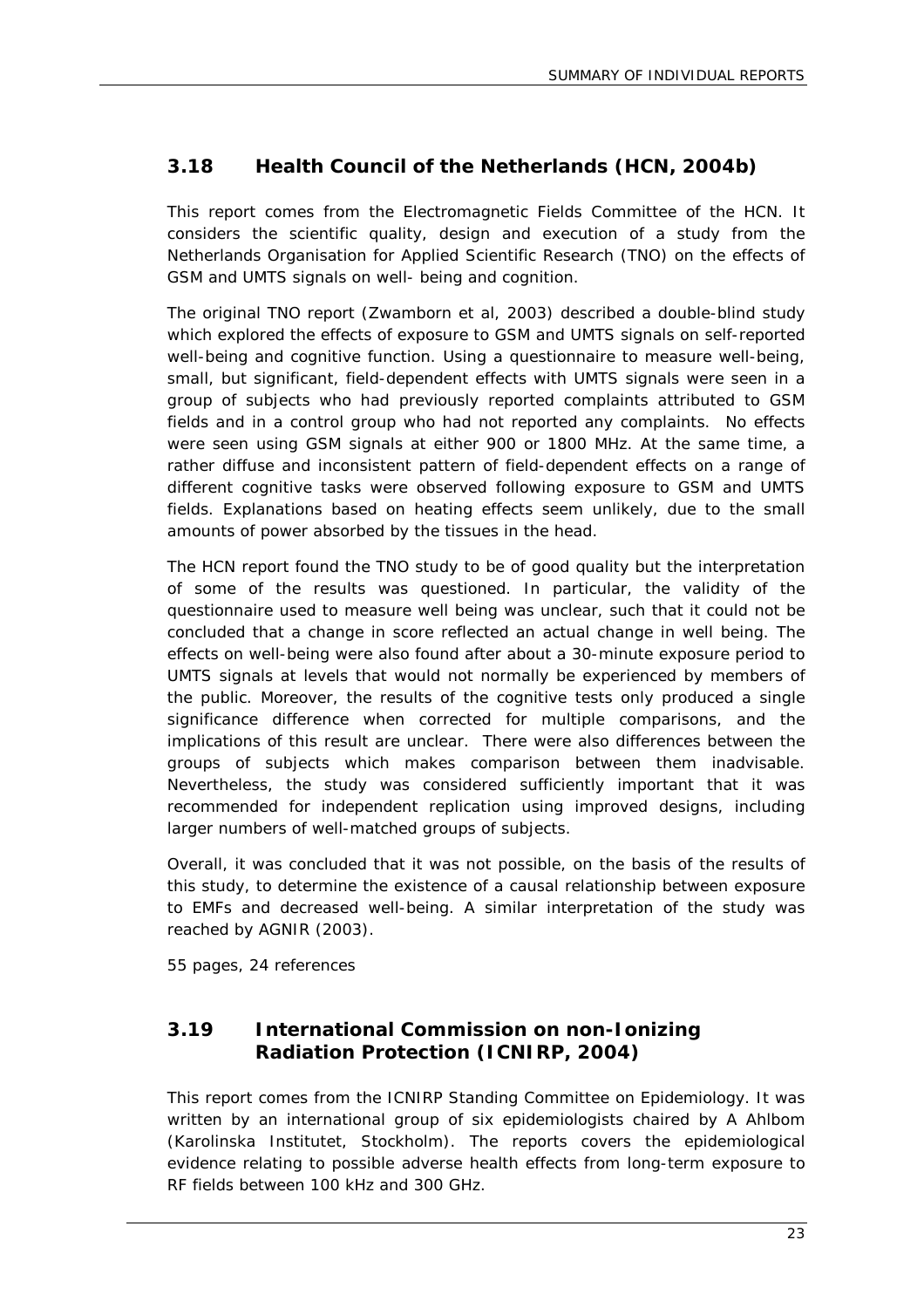## 3.18 Health Council of the Netherlands (HCN, 2004b)

This report comes from the Electromagnetic Fields Committee of the HCN. It considers the scientific quality, design and execution of a study from the Netherlands Organisation for Applied Scientific Research (TNO) on the effects of GSM and UMTS signals on well- being and cognition.

The original TNO report (Zwamborn et al, 2003) described a double-blind study which explored the effects of exposure to GSM and UMTS signals on self-reported well-being and cognitive function. Using a questionnaire to measure well-being, small, but significant, field-dependent effects with UMTS signals were seen in a group of subjects who had previously reported complaints attributed to GSM fields and in a control group who had not reported any complaints. No effects were seen using GSM signals at either 900 or 1800 MHz. At the same time, a rather diffuse and inconsistent pattern of field-dependent effects on a range of different cognitive tasks were observed following exposure to GSM and UMTS fields. Explanations based on heating effects seem unlikely, due to the small amounts of power absorbed by the tissues in the head.

The HCN report found the TNO study to be of good quality but the interpretation of some of the results was questioned. In particular, the validity of the questionnaire used to measure well being was unclear, such that it could not be concluded that a change in score reflected an actual change in well being. The effects on well-being were also found after about a 30-minute exposure period to UMTS signals at levels that would not normally be experienced by members of the public. Moreover, the results of the cognitive tests only produced a single significance difference when corrected for multiple comparisons, and the implications of this result are unclear. There were also differences between the groups of subjects which makes comparison between them inadvisable. Nevertheless, the study was considered sufficiently important that it was recommended for independent replication using improved designs, including larger numbers of well-matched groups of subjects.

Overall, it was concluded that it was not possible, on the basis of the results of this study, to determine the existence of a causal relationship between exposure to EMFs and decreased well-being. A similar interpretation of the study was reached by AGNIR (2003).

55 pages, 24 references

## 3.19 International Commission on non-Ionizing Radiation Protection (ICNIRP, 2004)

This report comes from the ICNIRP Standing Committee on Epidemiology. It was written by an international group of six epidemiologists chaired by A Ahlbom (Karolinska Institutet, Stockholm). The reports covers the epidemiological evidence relating to possible adverse health effects from long-term exposure to RF fields between 100 kHz and 300 GHz.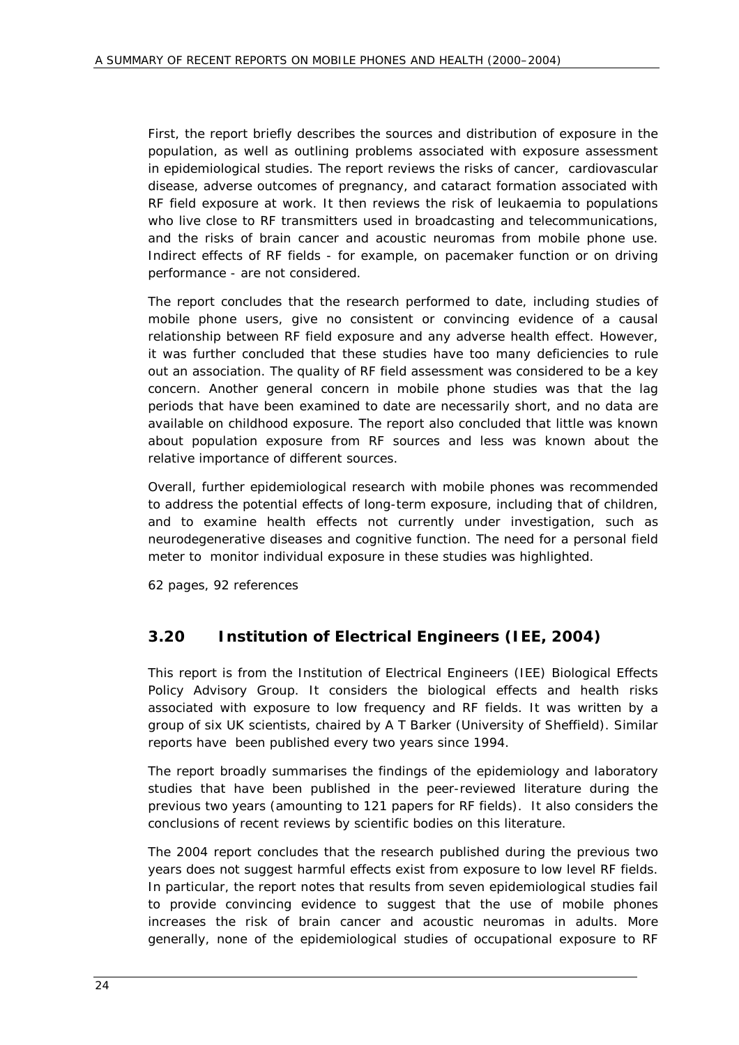First, the report briefly describes the sources and distribution of exposure in the population, as well as outlining problems associated with exposure assessment in epidemiological studies. The report reviews the risks of cancer, cardiovascular disease, adverse outcomes of pregnancy, and cataract formation associated with RF field exposure at work. It then reviews the risk of leukaemia to populations who live close to RF transmitters used in broadcasting and telecommunications, and the risks of brain cancer and acoustic neuromas from mobile phone use. Indirect effects of RF fields - for example, on pacemaker function or on driving performance - are not considered.

The report concludes that the research performed to date, including studies of mobile phone users, give no consistent or convincing evidence of a causal relationship between RF field exposure and any adverse health effect. However, it was further concluded that these studies have too many deficiencies to rule out an association. The quality of RF field assessment was considered to be a key concern. Another general concern in mobile phone studies was that the lag periods that have been examined to date are necessarily short, and no data are available on childhood exposure. The report also concluded that little was known about population exposure from RF sources and less was known about the relative importance of different sources.

Overall, further epidemiological research with mobile phones was recommended to address the potential effects of long-term exposure, including that of children, and to examine health effects not currently under investigation, such as neurodegenerative diseases and cognitive function. The need for a personal field meter to monitor individual exposure in these studies was highlighted.

62 pages, 92 references

## 3.20 Institution of Electrical Engineers (IEE, 2004)

This report is from the Institution of Electrical Engineers (IEE) Biological Effects Policy Advisory Group. It considers the biological effects and health risks associated with exposure to low frequency and RF fields. It was written by a group of six UK scientists, chaired by A T Barker (University of Sheffield). Similar reports have been published every two years since 1994.

The report broadly summarises the findings of the epidemiology and laboratory studies that have been published in the peer-reviewed literature during the previous two years (amounting to 121 papers for RF fields). It also considers the conclusions of recent reviews by scientific bodies on this literature.

The 2004 report concludes that the research published during the previous two years does not suggest harmful effects exist from exposure to low level RF fields. In particular, the report notes that results from seven epidemiological studies fail to provide convincing evidence to suggest that the use of mobile phones increases the risk of brain cancer and acoustic neuromas in adults. More generally, none of the epidemiological studies of occupational exposure to RF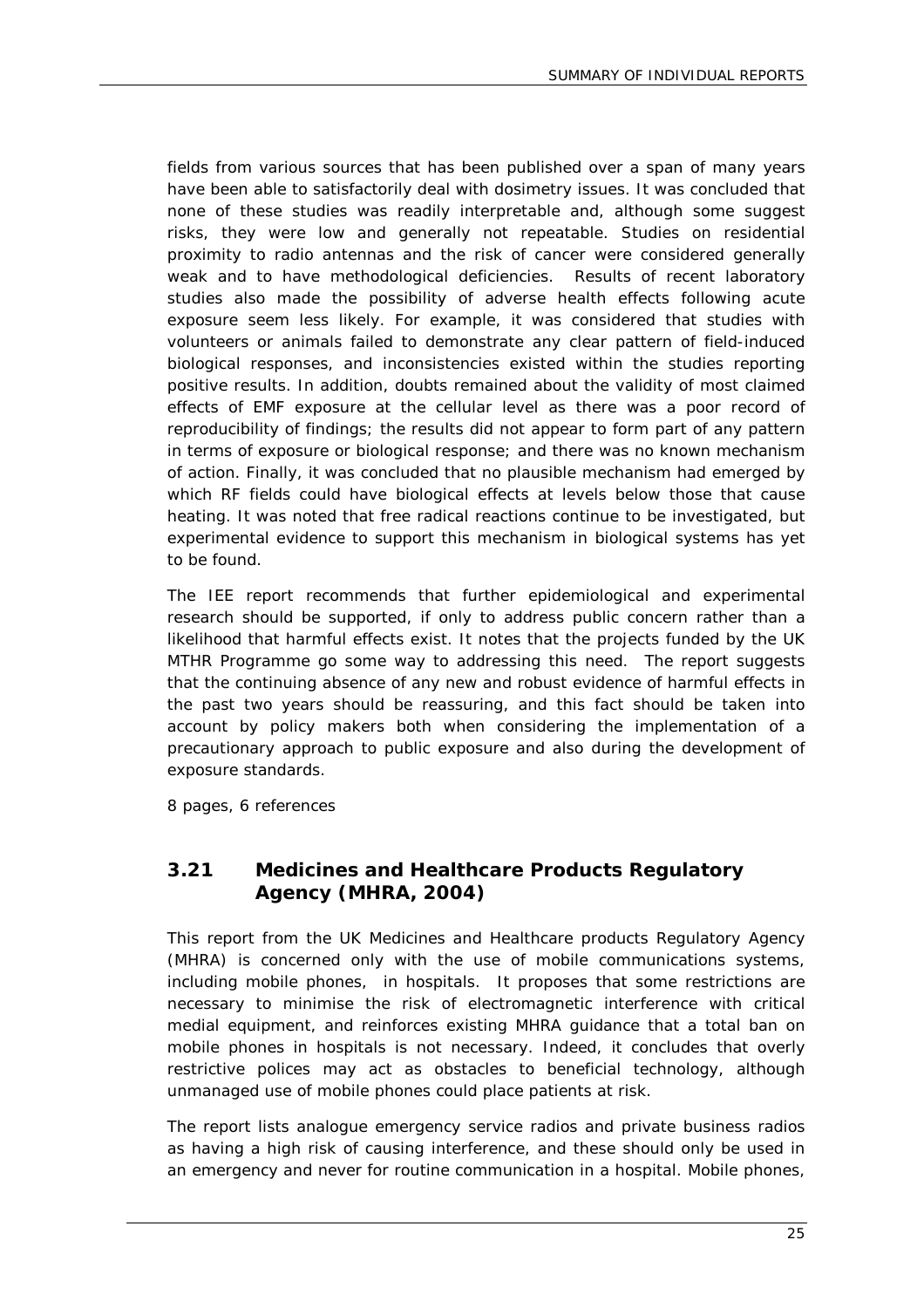fields from various sources that has been published over a span of many years have been able to satisfactorily deal with dosimetry issues. It was concluded that none of these studies was readily interpretable and, although some suggest risks, they were low and generally not repeatable. Studies on residential proximity to radio antennas and the risk of cancer were considered generally weak and to have methodological deficiencies. Results of recent laboratory studies also made the possibility of adverse health effects following acute exposure seem less likely. For example, it was considered that studies with volunteers or animals failed to demonstrate any clear pattern of field-induced biological responses, and inconsistencies existed within the studies reporting positive results. In addition, doubts remained about the validity of most claimed effects of EMF exposure at the cellular level as there was a poor record of reproducibility of findings; the results did not appear to form part of any pattern in terms of exposure or biological response; and there was no known mechanism of action. Finally, it was concluded that no plausible mechanism had emerged by which RF fields could have biological effects at levels below those that cause heating. It was noted that free radical reactions continue to be investigated, but experimental evidence to support this mechanism in biological systems has yet to be found.

The IEE report recommends that further epidemiological and experimental research should be supported, if only to address public concern rather than a likelihood that harmful effects exist. It notes that the projects funded by the UK MTHR Programme go some way to addressing this need. The report suggests that the continuing absence of any new and robust evidence of harmful effects in the past two years should be reassuring, and this fact should be taken into account by policy makers both when considering the implementation of a precautionary approach to public exposure and also during the development of exposure standards.

8 pages, 6 references

## 3.21 Medicines and Healthcare Products Regulatory Agency (MHRA, 2004)

This report from the UK Medicines and Healthcare products Regulatory Agency (MHRA) is concerned only with the use of mobile communications systems, including mobile phones, in hospitals. It proposes that some restrictions are necessary to minimise the risk of electromagnetic interference with critical medial equipment, and reinforces existing MHRA guidance that a total ban on mobile phones in hospitals is not necessary. Indeed, it concludes that overly restrictive polices may act as obstacles to beneficial technology, although unmanaged use of mobile phones could place patients at risk.

The report lists analogue emergency service radios and private business radios as having a high risk of causing interference, and these should only be used in an emergency and never for routine communication in a hospital. Mobile phones,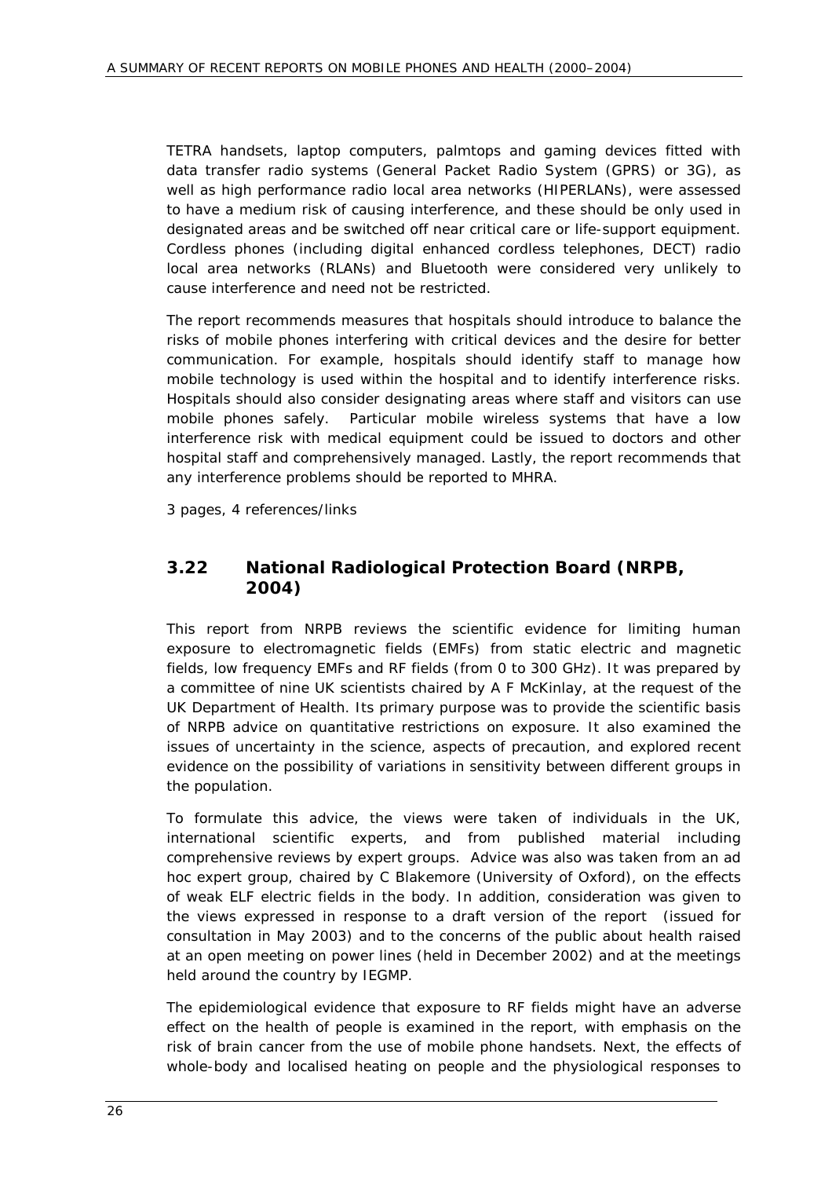TETRA handsets, laptop computers, palmtops and gaming devices fitted with data transfer radio systems (General Packet Radio System (GPRS) or 3G), as well as high performance radio local area networks (HIPERLANs), were assessed to have a medium risk of causing interference, and these should be only used in designated areas and be switched off near critical care or life-support equipment. Cordless phones (including digital enhanced cordless telephones, DECT) radio local area networks (RLANs) and Bluetooth were considered very unlikely to cause interference and need not be restricted.

The report recommends measures that hospitals should introduce to balance the risks of mobile phones interfering with critical devices and the desire for better communication. For example, hospitals should identify staff to manage how mobile technology is used within the hospital and to identify interference risks. Hospitals should also consider designating areas where staff and visitors can use mobile phones safely. Particular mobile wireless systems that have a low interference risk with medical equipment could be issued to doctors and other hospital staff and comprehensively managed. Lastly, the report recommends that any interference problems should be reported to MHRA.

3 pages, 4 references/links

### 3.22 National Radiological Protection Board (NRPB, 2004)

This report from NRPB reviews the scientific evidence for limiting human exposure to electromagnetic fields (EMFs) from static electric and magnetic fields, low frequency EMFs and RF fields (from 0 to 300 GHz). It was prepared by a committee of nine UK scientists chaired by A F McKinlay, at the request of the UK Department of Health. Its primary purpose was to provide the scientific basis of NRPB advice on quantitative restrictions on exposure. It also examined the issues of uncertainty in the science, aspects of precaution, and explored recent evidence on the possibility of variations in sensitivity between different groups in the population.

To formulate this advice, the views were taken of individuals in the UK, international scientific experts, and from published material including comprehensive reviews by expert groups. Advice was also was taken from an ad hoc expert group, chaired by C Blakemore (University of Oxford), on the effects of weak ELF electric fields in the body. In addition, consideration was given to the views expressed in response to a draft version of the report (issued for consultation in May 2003) and to the concerns of the public about health raised at an open meeting on power lines (held in December 2002) and at the meetings held around the country by IEGMP.

The epidemiological evidence that exposure to RF fields might have an adverse effect on the health of people is examined in the report, with emphasis on the risk of brain cancer from the use of mobile phone handsets. Next, the effects of whole-body and localised heating on people and the physiological responses to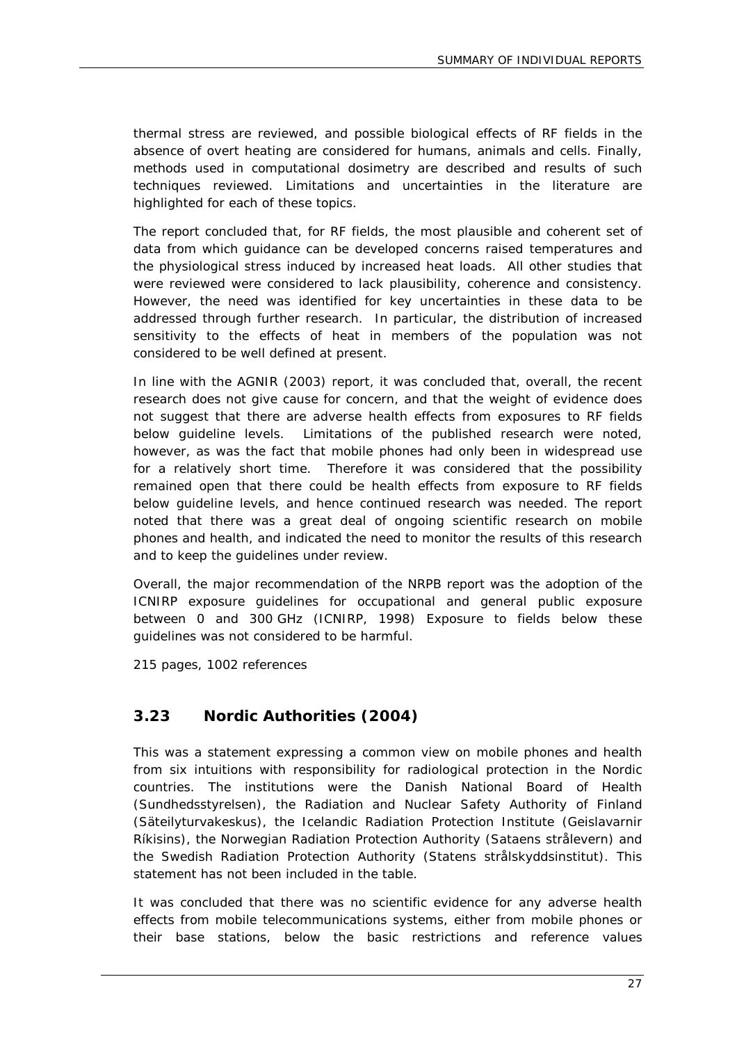thermal stress are reviewed, and possible biological effects of RF fields in the absence of overt heating are considered for humans, animals and cells. Finally, methods used in computational dosimetry are described and results of such techniques reviewed. Limitations and uncertainties in the literature are highlighted for each of these topics.

The report concluded that, for RF fields, the most plausible and coherent set of data from which guidance can be developed concerns raised temperatures and the physiological stress induced by increased heat loads. All other studies that were reviewed were considered to lack plausibility, coherence and consistency. However, the need was identified for key uncertainties in these data to be addressed through further research. In particular, the distribution of increased sensitivity to the effects of heat in members of the population was not considered to be well defined at present.

In line with the AGNIR (2003) report, it was concluded that, overall, the recent research does not give cause for concern, and that the weight of evidence does not suggest that there are adverse health effects from exposures to RF fields below guideline levels. Limitations of the published research were noted, however, as was the fact that mobile phones had only been in widespread use for a relatively short time. Therefore it was considered that the possibility remained open that there could be health effects from exposure to RF fields below guideline levels, and hence continued research was needed. The report noted that there was a great deal of ongoing scientific research on mobile phones and health, and indicated the need to monitor the results of this research and to keep the guidelines under review.

Overall, the major recommendation of the NRPB report was the adoption of the ICNIRP exposure guidelines for occupational and general public exposure between 0 and 300 GHz (ICNIRP, 1998) Exposure to fields below these guidelines was not considered to be harmful.

215 pages, 1002 references

## 3.23 Nordic Authorities (2004)

This was a statement expressing a common view on mobile phones and health from six intuitions with responsibility for radiological protection in the Nordic countries. The institutions were the Danish National Board of Health (Sundhedsstyrelsen), the Radiation and Nuclear Safety Authority of Finland (Säteilyturvakeskus), the Icelandic Radiation Protection Institute (Geislavarnir Ríkisins), the Norwegian Radiation Protection Authority (Sataens strålevern) and the Swedish Radiation Protection Authority (Statens strålskyddsinstitut). This statement has not been included in the table.

It was concluded that there was no scientific evidence for any adverse health effects from mobile telecommunications systems, either from mobile phones or their base stations, below the basic restrictions and reference values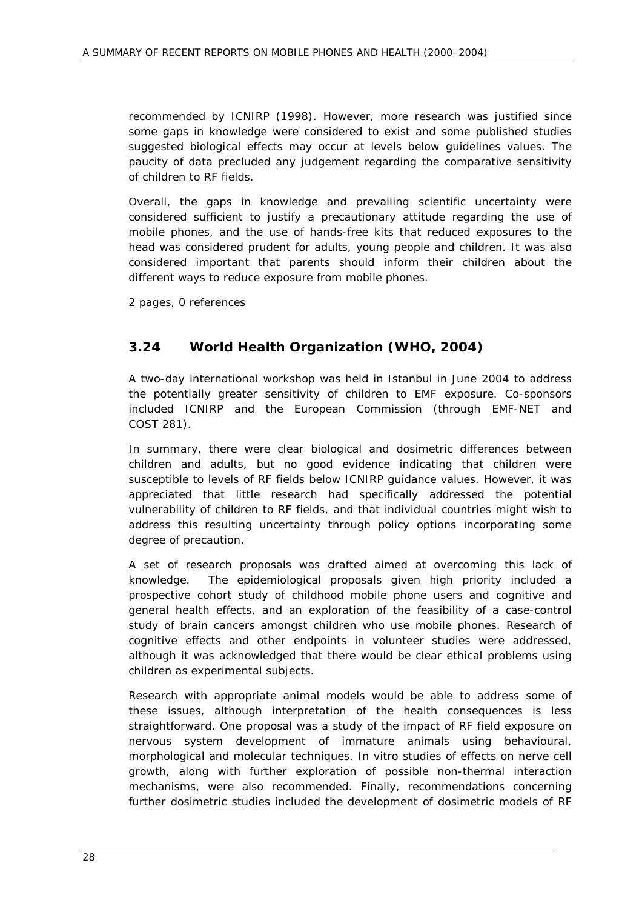recommended by ICNIRP (1998). However, more research was justified since some gaps in knowledge were considered to exist and some published studies suggested biological effects may occur at levels below guidelines values. The paucity of data precluded any judgement regarding the comparative sensitivity of children to RF fields.

Overall, the gaps in knowledge and prevailing scientific uncertainty were considered sufficient to justify a precautionary attitude regarding the use of mobile phones, and the use of hands-free kits that reduced exposures to the head was considered prudent for adults, young people and children. It was also considered important that parents should inform their children about the different ways to reduce exposure from mobile phones.

2 pages, 0 references

### 3.24 World Health Organization (WHO, 2004)

A two-day international workshop was held in Istanbul in June 2004 to address the potentially greater sensitivity of children to EMF exposure. Co-sponsors included ICNIRP and the European Commission (through EMF-NET and COST 281).

In summary, there were clear biological and dosimetric differences between children and adults, but no good evidence indicating that children were susceptible to levels of RF fields below ICNIRP guidance values. However, it was appreciated that little research had specifically addressed the potential vulnerability of children to RF fields, and that individual countries might wish to address this resulting uncertainty through policy options incorporating some degree of precaution.

A set of research proposals was drafted aimed at overcoming this lack of knowledge. The epidemiological proposals given high priority included a prospective cohort study of childhood mobile phone users and cognitive and general health effects, and an exploration of the feasibility of a case-control study of brain cancers amongst children who use mobile phones. Research of cognitive effects and other endpoints in volunteer studies were addressed, although it was acknowledged that there would be clear ethical problems using children as experimental subjects.

Research with appropriate animal models would be able to address some of these issues, although interpretation of the health consequences is less straightforward. One proposal was a study of the impact of RF field exposure on nervous system development of immature animals using behavioural, morphological and molecular techniques. In vitro studies of effects on nerve cell growth, along with further exploration of possible non-thermal interaction mechanisms, were also recommended. Finally, recommendations concerning further dosimetric studies included the development of dosimetric models of RF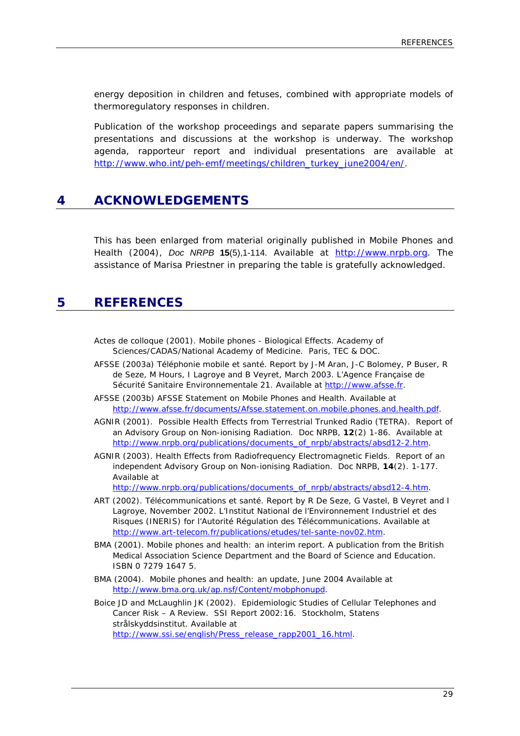energy deposition in children and fetuses, combined with appropriate models of thermoregulatory responses in children.

Publication of the workshop proceedings and separate papers summarising the presentations and discussions at the workshop is underway. The workshop agenda, rapporteur report and individual presentations are available at http://www.who.int/peh-emf/meetings/children_turkey_june2004/en/.

# 4 ACKNOWLEDGEMENTS

This has been enlarged from material originally published in Mobile Phones and Health (2004), *Doc NRPB* **15**(5),1-114. Available at http://www.nrpb.org. The assistance of Marisa Priestner in preparing the table is gratefully acknowledged.

# 5 REFERENCES

Actes de colloque (2001). Mobile phones - Biological Effects. Academy of Sciences/CADAS/National Academy of Medicine. Paris, TEC & DOC.

AFSSE (2003a) Téléphonie mobile et santé. Report by J-M Aran, J-C Bolomey, P Buser, R de Seze, M Hours, I Lagroye and B Veyret, March 2003. L'Agence Française de Sécurité Sanitaire Environnementale 21. Available at http://www.afsse.fr.

AFSSE (2003b) AFSSE Statement on Mobile Phones and Health. Available at http://www.afsse.fr/documents/Afsse.statement.on.mobile.phones.and.health.pdf.

AGNIR (2001). Possible Health Effects from Terrestrial Trunked Radio (TETRA). Report of an Advisory Group on Non-ionising Radiation. Doc NRPB, **12**(2) 1-86. Available at http://www.nrpb.org/publications/documents_of_nrpb/abstracts/absd12-2.htm.

AGNIR (2003). Health Effects from Radiofrequency Electromagnetic Fields. Report of an independent Advisory Group on Non-ionising Radiation. Doc NRPB, **14**(2). 1-177. Available at http://www.nrpb.org/publications/documents_of_nrpb/abstracts/absd12-4.htm.

ART (2002). Télécommunications et santé. Report by R De Seze, G Vastel, B Veyret and I Lagroye, November 2002. L'Institut National de l'Environnement Industriel et des Risques (INERIS) for l'Autorité Régulation des Télécommunications. Available at http://www.art-telecom.fr/publications/etudes/tel-sante-nov02.htm.

BMA (2001). Mobile phones and health: an interim report. A publication from the British Medical Association Science Department and the Board of Science and Education. ISBN 0 7279 1647 5.

BMA (2004). Mobile phones and health: an update, June 2004 Available at http://www.bma.org.uk/ap.nsf/Content/mobphonupd.

Boice JD and McLaughlin JK (2002). Epidemiologic Studies of Cellular Telephones and Cancer Risk – A Review. SSI Report 2002:16. Stockholm, Statens strålskyddsinstitut. Available at http://www.ssi.se/english/Press_release_rapp2001_16.html.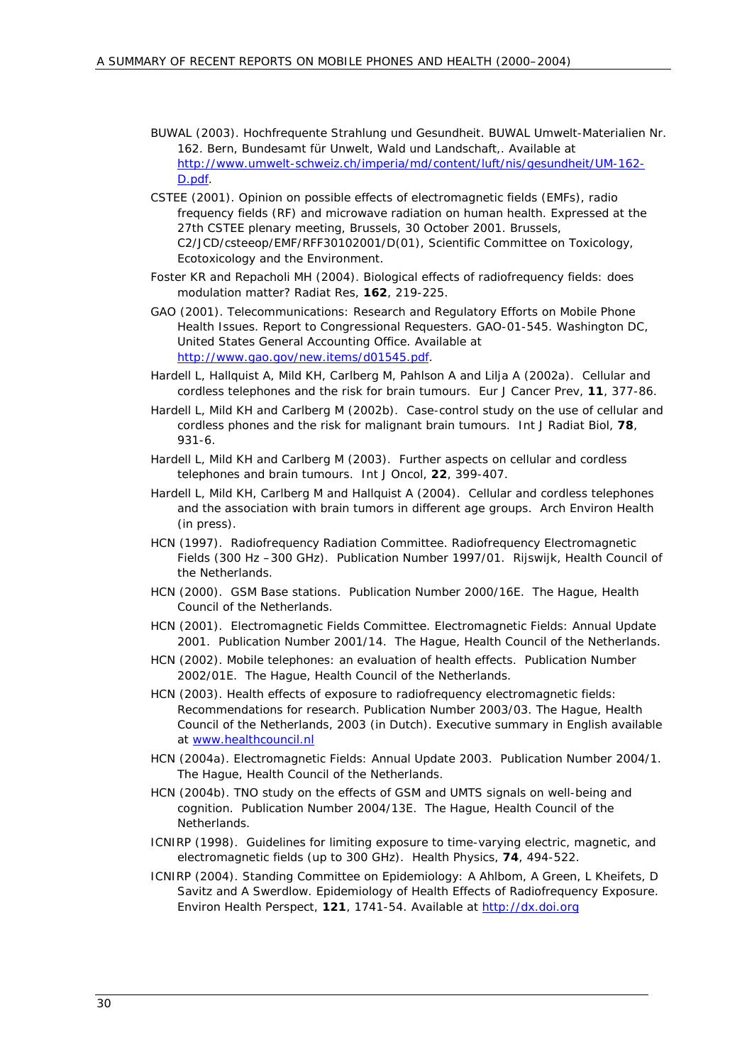BUWAL (2003). Hochfrequente Strahlung und Gesundheit. BUWAL Umwelt-Materialien Nr. 162. Bern, Bundesamt für Unwelt, Wald und Landschaft,. Available at http://www.umwelt-schweiz.ch/imperia/md/content/luft/nis/gesundheit/UM-162-D.pdf.

CSTEE (2001). Opinion on possible effects of electromagnetic fields (EMFs), radio frequency fields (RF) and microwave radiation on human health. Expressed at the 27th CSTEE plenary meeting, Brussels, 30 October 2001. Brussels, C2/JCD/csteeop/EMF/RFF30102001/D(01), Scientific Committee on Toxicology, Ecotoxicology and the Environment.

Foster KR and Repacholi MH (2004). Biological effects of radiofrequency fields: does modulation matter? Radiat Res, **162**, 219-225.

GAO (2001). Telecommunications: Research and Regulatory Efforts on Mobile Phone Health Issues. Report to Congressional Requesters. GAO-01-545. Washington DC, United States General Accounting Office. Available at http://www.gao.gov/new.items/d01545.pdf.

Hardell L, Hallquist A, Mild KH, Carlberg M, Pahlson A and Lilja A (2002a). Cellular and cordless telephones and the risk for brain tumours. Eur J Cancer Prev, **11**, 377-86.

Hardell L, Mild KH and Carlberg M (2002b). Case-control study on the use of cellular and cordless phones and the risk for malignant brain tumours. Int J Radiat Biol, **78**, 931-6.

Hardell L, Mild KH and Carlberg M (2003). Further aspects on cellular and cordless telephones and brain tumours. Int J Oncol, **22**, 399-407.

Hardell L, Mild KH, Carlberg M and Hallquist A (2004). Cellular and cordless telephones and the association with brain tumors in different age groups. Arch Environ Health (in press).

HCN (1997). Radiofrequency Radiation Committee. Radiofrequency Electromagnetic Fields (300 Hz –300 GHz). Publication Number 1997/01. Rijswijk, Health Council of the Netherlands.

HCN (2000). GSM Base stations. Publication Number 2000/16E. The Hague, Health Council of the Netherlands.

HCN (2001). Electromagnetic Fields Committee. Electromagnetic Fields: Annual Update 2001. Publication Number 2001/14. The Hague, Health Council of the Netherlands.

HCN (2002). Mobile telephones: an evaluation of health effects. Publication Number 2002/01E. The Hague, Health Council of the Netherlands.

HCN (2003). Health effects of exposure to radiofrequency electromagnetic fields: Recommendations for research. Publication Number 2003/03. The Hague, Health Council of the Netherlands, 2003 (in Dutch). Executive summary in English available at www.healthcouncil.nl

HCN (2004a). Electromagnetic Fields: Annual Update 2003. Publication Number 2004/1. The Hague, Health Council of the Netherlands.

HCN (2004b). TNO study on the effects of GSM and UMTS signals on well-being and cognition. Publication Number 2004/13E. The Hague, Health Council of the Netherlands.

ICNIRP (1998). Guidelines for limiting exposure to time-varying electric, magnetic, and electromagnetic fields (up to 300 GHz). Health Physics, **74**, 494-522.

ICNIRP (2004). Standing Committee on Epidemiology: A Ahlbom, A Green, L Kheifets, D Savitz and A Swerdlow. Epidemiology of Health Effects of Radiofrequency Exposure. Environ Health Perspect, **121**, 1741-54. Available at http://dx.doi.org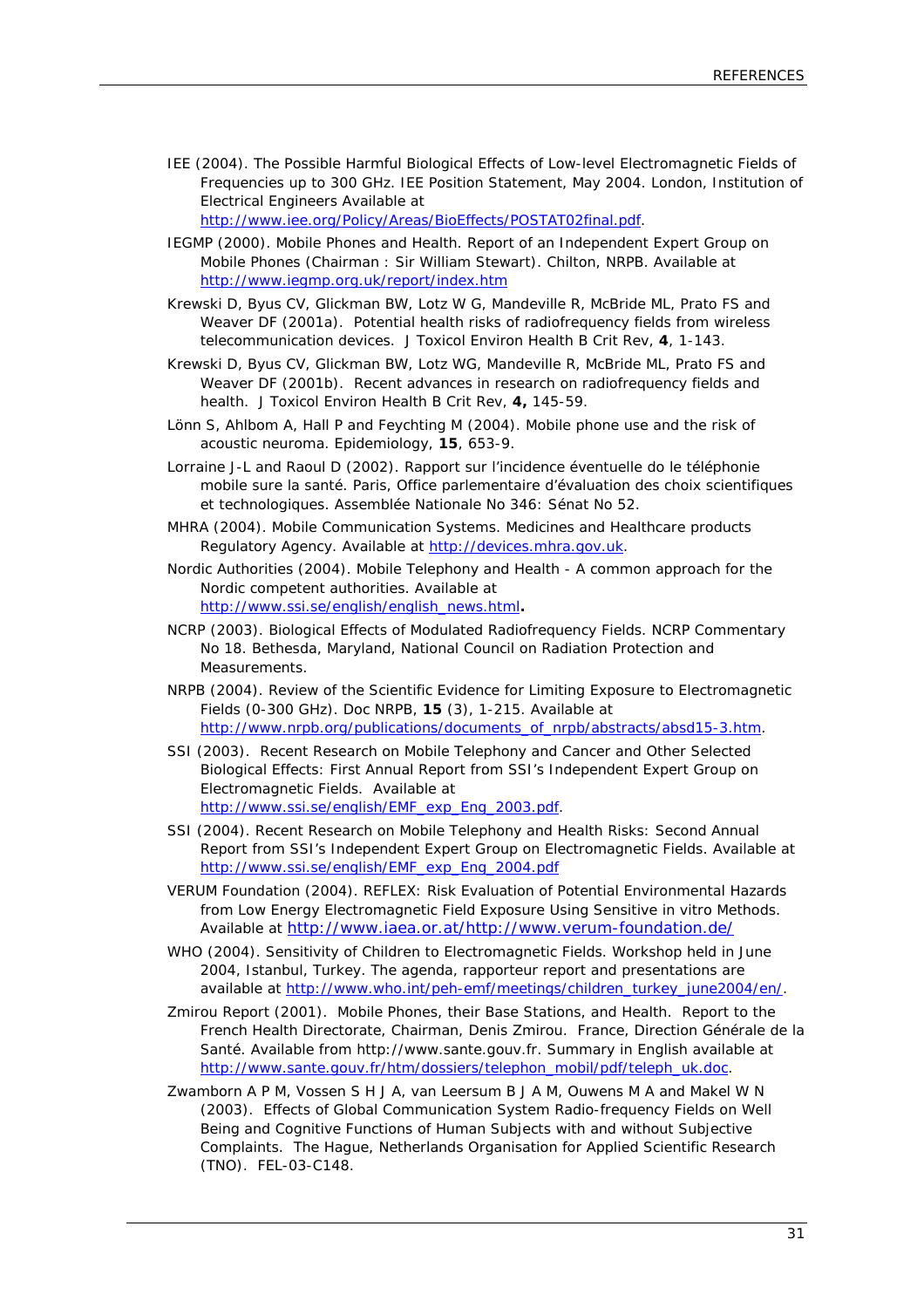IEE (2004). The Possible Harmful Biological Effects of Low-level Electromagnetic Fields of Frequencies up to 300 GHz. IEE Position Statement, May 2004. London, Institution of Electrical Engineers Available at http://www.iee.org/Policy/Areas/BioEffects/POSTAT02final.pdf.

IEGMP (2000). Mobile Phones and Health. Report of an Independent Expert Group on Mobile Phones (Chairman : Sir William Stewart). Chilton, NRPB. Available at http://www.iegmp.org.uk/report/index.htm

Krewski D, Byus CV, Glickman BW, Lotz W G, Mandeville R, McBride ML, Prato FS and Weaver DF (2001a). Potential health risks of radiofrequency fields from wireless telecommunication devices. J Toxicol Environ Health B Crit Rev, **4**, 1-143.

Krewski D, Byus CV, Glickman BW, Lotz WG, Mandeville R, McBride ML, Prato FS and Weaver DF (2001b). Recent advances in research on radiofrequency fields and health. J Toxicol Environ Health B Crit Rev, **4,** 145-59.

Lönn S, Ahlbom A, Hall P and Feychting M (2004). Mobile phone use and the risk of acoustic neuroma. Epidemiology, **15**, 653-9.

Lorraine J-L and Raoul D (2002). Rapport sur l'incidence éventuelle do le téléphonie mobile sure la santé. Paris, Office parlementaire d'évaluation des choix scientifiques et technologiques. Assemblée Nationale No 346: Sénat No 52.

MHRA (2004). Mobile Communication Systems. Medicines and Healthcare products Regulatory Agency. Available at http://devices.mhra.gov.uk.

Nordic Authorities (2004). Mobile Telephony and Health - A common approach for the Nordic competent authorities. Available at http://www.ssi.se/english/english_news.html**.**

NCRP (2003). Biological Effects of Modulated Radiofrequency Fields. NCRP Commentary No 18. Bethesda, Maryland, National Council on Radiation Protection and Measurements.

NRPB (2004). Review of the Scientific Evidence for Limiting Exposure to Electromagnetic Fields (0-300 GHz). Doc NRPB, **15** (3), 1-215. Available at http://www.nrpb.org/publications/documents_of_nrpb/abstracts/absd15-3.htm.

SSI (2003). Recent Research on Mobile Telephony and Cancer and Other Selected Biological Effects: First Annual Report from SSI's Independent Expert Group on Electromagnetic Fields. Available at http://www.ssi.se/english/EMF_exp_Eng_2003.pdf.

SSI (2004). Recent Research on Mobile Telephony and Health Risks: Second Annual Report from SSI's Independent Expert Group on Electromagnetic Fields. Available at http://www.ssi.se/english/EMF_exp_Eng_2004.pdf

VERUM Foundation (2004). REFLEX: Risk Evaluation of Potential Environmental Hazards from Low Energy Electromagnetic Field Exposure Using Sensitive in vitro Methods. Available at http://www.iaea.or.at/http://www.verum-foundation.de/

WHO (2004). Sensitivity of Children to Electromagnetic Fields. Workshop held in June 2004, Istanbul, Turkey. The agenda, rapporteur report and presentations are available at http://www.who.int/peh-emf/meetings/children_turkey_june2004/en/.

Zmirou Report (2001). Mobile Phones, their Base Stations, and Health. Report to the French Health Directorate, Chairman, Denis Zmirou. France, Direction Générale de la Santé. Available from http://www.sante.gouv.fr. Summary in English available at http://www.sante.gouv.fr/htm/dossiers/telephon_mobil/pdf/teleph_uk.doc.

Zwamborn A P M, Vossen S H J A, van Leersum B J A M, Ouwens M A and Makel W N (2003). Effects of Global Communication System Radio-frequency Fields on Well Being and Cognitive Functions of Human Subjects with and without Subjective Complaints. The Hague, Netherlands Organisation for Applied Scientific Research (TNO). FEL-03-C148.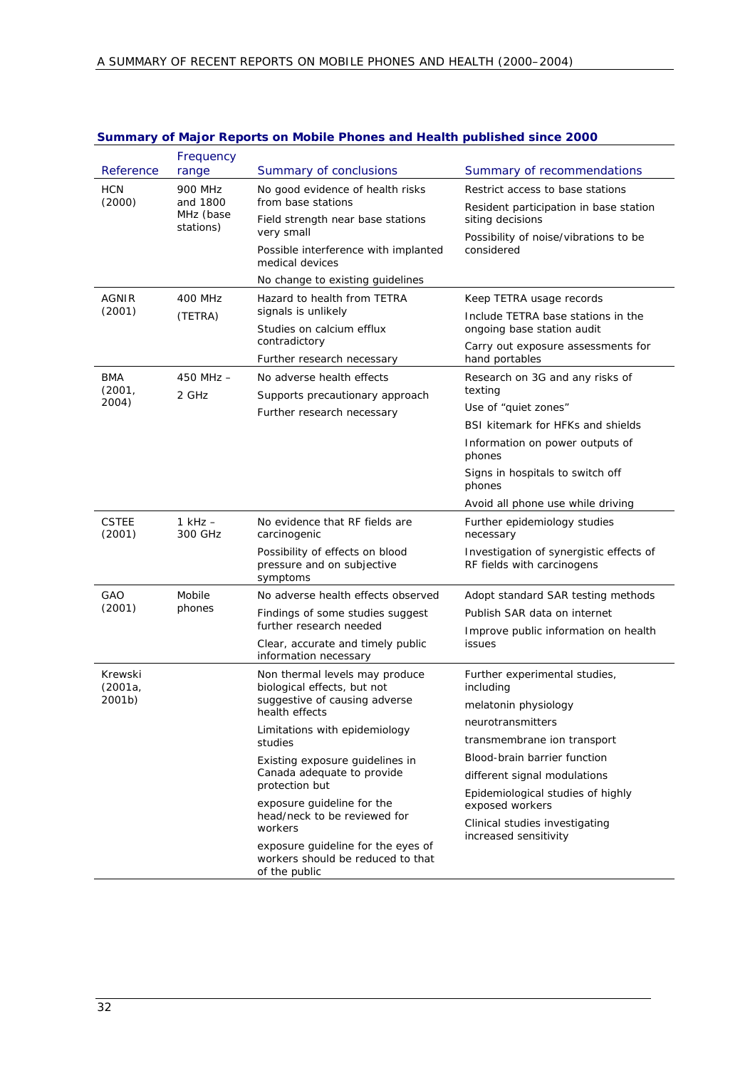**Summary of Major Reports on Mobile Phones and Health published since 2000**

| Reference | Frequency range | Summary of conclusions | Summary of recommendations |
|---|---|---|---|
| HCN (2000) | 900 MHz and 1800 MHz (base stations) | No good evidence of health risks from base stations<br>Field strength near base stations very small<br>Possible interference with implanted medical devices<br>No change to existing guidelines | Restrict access to base stations<br>Resident participation in base station siting decisions<br>Possibility of noise/vibrations to be considered |
| AGNIR (2001) | 400 MHz (TETRA) | Hazard to health from TETRA signals is unlikely<br>Studies on calcium efflux contradictory<br>Further research necessary | Keep TETRA usage records<br>Include TETRA base stations in the ongoing base station audit<br>Carry out exposure assessments for hand portables |
| BMA (2001, 2004) | 450 MHz – 2 GHz | No adverse health effects<br>Supports precautionary approach<br>Further research necessary | Research on 3G and any risks of texting<br>Use of "quiet zones"<br>BSI kitemark for HFKs and shields<br>Information on power outputs of phones<br>Signs in hospitals to switch off phones<br>Avoid all phone use while driving |
| CSTEE (2001) | 1 kHz – 300 GHz | No evidence that RF fields are carcinogenic<br>Possibility of effects on blood pressure and on subjective symptoms | Further epidemiology studies necessary<br>Investigation of synergistic effects of RF fields with carcinogens |
| GAO (2001) | Mobile phones | No adverse health effects observed<br>Findings of some studies suggest further research needed<br>Clear, accurate and timely public information necessary | Adopt standard SAR testing methods<br>Publish SAR data on internet<br>Improve public information on health issues |
| Krewski (2001a, 2001b) | | Non thermal levels may produce biological effects, but not suggestive of causing adverse health effects<br>Limitations with epidemiology studies<br>Existing exposure guidelines in Canada adequate to provide protection but<br>exposure guideline for the head/neck to be reviewed for workers<br>exposure guideline for the eyes of workers should be reduced to that of the public | Further experimental studies, including<br>melatonin physiology<br>neurotransmitters<br>transmembrane ion transport<br>Blood-brain barrier function<br>different signal modulations<br>Epidemiological studies of highly exposed workers<br>Clinical studies investigating increased sensitivity |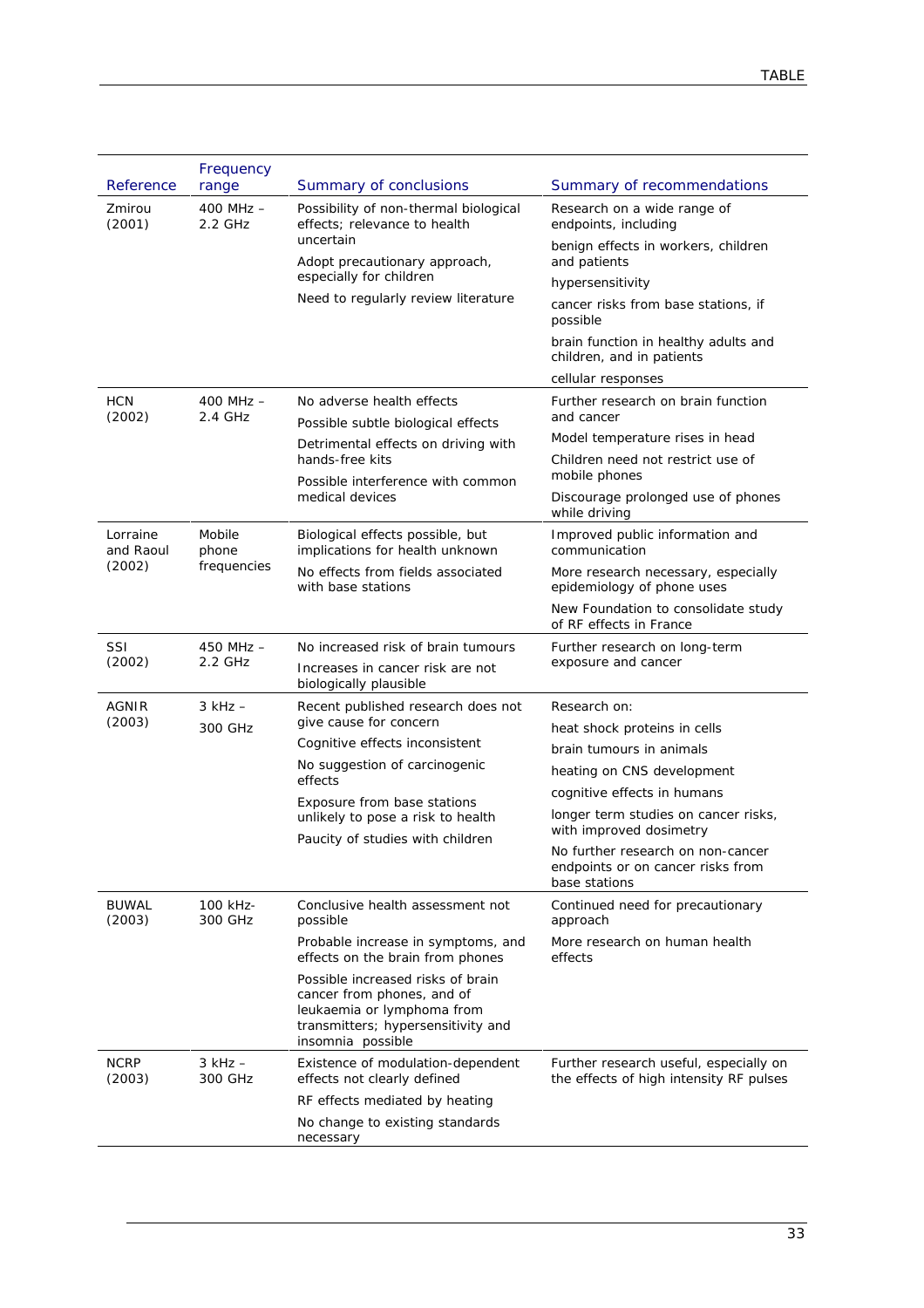| Reference | Frequency range | Summary of conclusions | Summary of recommendations |
|---|---|---|---|
| Zmirou (2001) | 400 MHz – 2.2 GHz | Possibility of non-thermal biological effects; relevance to health uncertain<br>Adopt precautionary approach, especially for children<br>Need to regularly review literature | Research on a wide range of endpoints, including<br>benign effects in workers, children and patients<br>hypersensitivity<br>cancer risks from base stations, if possible<br>brain function in healthy adults and children, and in patients<br>cellular responses |
| HCN (2002) | 400 MHz – 2.4 GHz | No adverse health effects<br>Possible subtle biological effects<br>Detrimental effects on driving with hands-free kits<br>Possible interference with common medical devices | Further research on brain function and cancer<br>Model temperature rises in head<br>Children need not restrict use of mobile phones<br>Discourage prolonged use of phones while driving |
| Lorraine and Raoul (2002) | Mobile phone frequencies | Biological effects possible, but implications for health unknown<br>No effects from fields associated with base stations | Improved public information and communication<br>More research necessary, especially epidemiology of phone uses<br>New Foundation to consolidate study of RF effects in France |
| SSI (2002) | 450 MHz – 2.2 GHz | No increased risk of brain tumours<br>Increases in cancer risk are not biologically plausible | Further research on long-term exposure and cancer |
| AGNIR (2003) | 3 kHz – 300 GHz | Recent published research does not give cause for concern<br>Cognitive effects inconsistent<br>No suggestion of carcinogenic effects<br>Exposure from base stations unlikely to pose a risk to health<br>Paucity of studies with children | Research on:<br>heat shock proteins in cells<br>brain tumours in animals<br>heating on CNS development<br>cognitive effects in humans<br>longer term studies on cancer risks, with improved dosimetry<br>No further research on non-cancer endpoints or on cancer risks from base stations |
| BUWAL (2003) | 100 kHz- 300 GHz | Conclusive health assessment not possible<br>Probable increase in symptoms, and effects on the brain from phones<br>Possible increased risks of brain cancer from phones, and of leukaemia or lymphoma from transmitters; hypersensitivity and insomnia possible | Continued need for precautionary approach<br>More research on human health effects |
| NCRP (2003) | 3 kHz – 300 GHz | Existence of modulation-dependent effects not clearly defined<br>RF effects mediated by heating<br>No change to existing standards necessary | Further research useful, especially on the effects of high intensity RF pulses |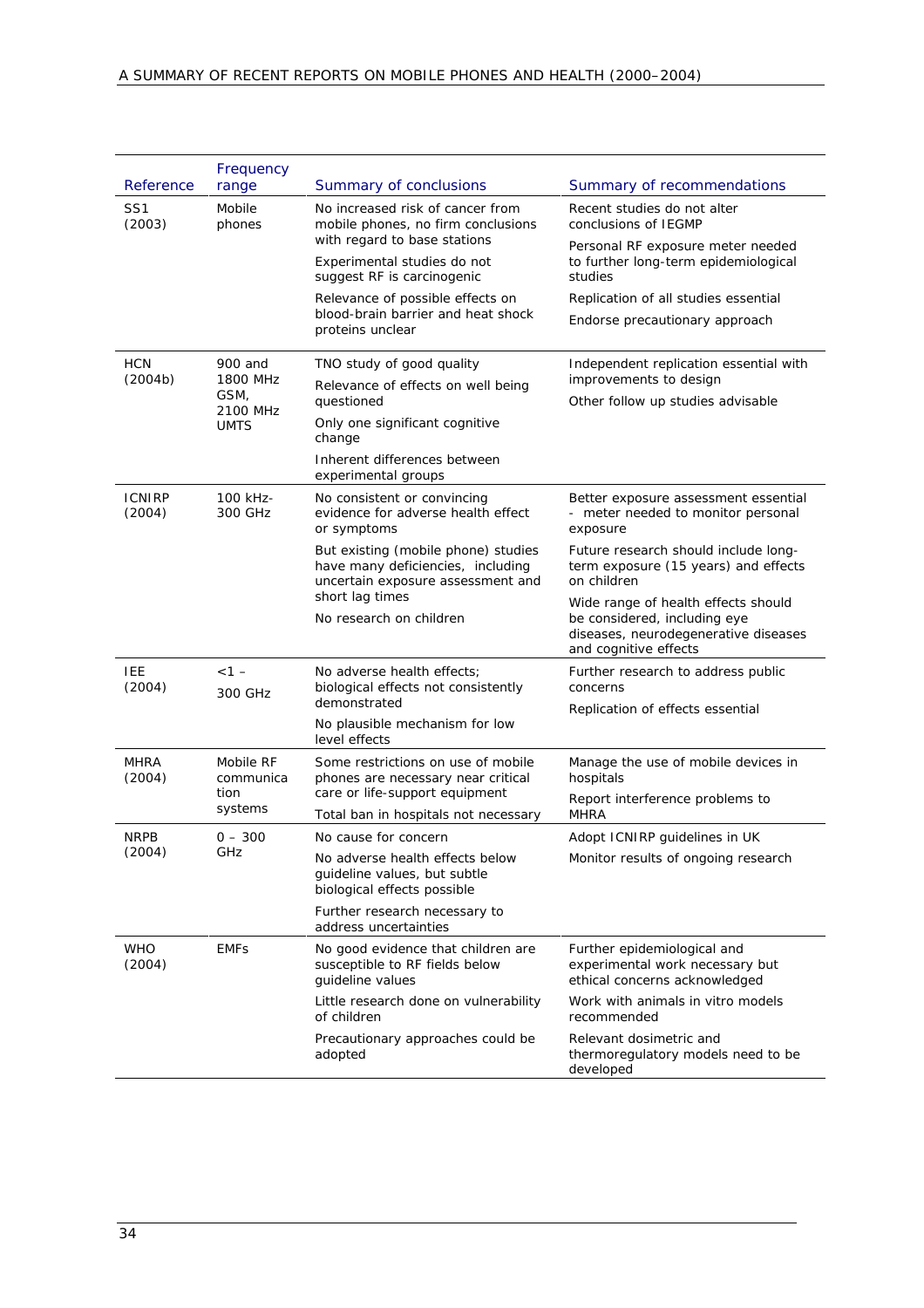| Reference | Frequency range | Summary of conclusions | Summary of recommendations |
|---|---|---|---|
| SS1 (2003) | Mobile phones | No increased risk of cancer from mobile phones, no firm conclusions with regard to base stations<br>Experimental studies do not suggest RF is carcinogenic<br>Relevance of possible effects on blood-brain barrier and heat shock proteins unclear | Recent studies do not alter conclusions of IEGMP<br>Personal RF exposure meter needed to further long-term epidemiological studies<br>Replication of all studies essential<br>Endorse precautionary approach |
| HCN (2004b) | 900 and 1800 MHz GSM, 2100 MHz UMTS | TNO study of good quality<br>Relevance of effects on well being questioned<br>Only one significant cognitive change<br>Inherent differences between experimental groups | Independent replication essential with improvements to design<br>Other follow up studies advisable |
| ICNIRP (2004) | 100 kHz-300 GHz | No consistent or convincing evidence for adverse health effect or symptoms<br>But existing (mobile phone) studies have many deficiencies, including uncertain exposure assessment and short lag times<br>No research on children | Better exposure assessment essential - meter needed to monitor personal exposure<br>Future research should include long-term exposure (15 years) and effects on children<br>Wide range of health effects should be considered, including eye diseases, neurodegenerative diseases and cognitive effects |
| IEE (2004) | <1 – 300 GHz | No adverse health effects; biological effects not consistently demonstrated<br>No plausible mechanism for low level effects | Further research to address public concerns<br>Replication of effects essential |
| MHRA (2004) | Mobile RF communication systems | Some restrictions on use of mobile phones are necessary near critical care or life-support equipment<br>Total ban in hospitals not necessary | Manage the use of mobile devices in hospitals<br>Report interference problems to MHRA |
| NRPB (2004) | 0 – 300 GHz | No cause for concern<br>No adverse health effects below guideline values, but subtle biological effects possible<br>Further research necessary to address uncertainties | Adopt ICNIRP guidelines in UK<br>Monitor results of ongoing research |
| WHO (2004) | EMFs | No good evidence that children are susceptible to RF fields below guideline values<br>Little research done on vulnerability of children<br>Precautionary approaches could be adopted | Further epidemiological and experimental work necessary but ethical concerns acknowledged<br>Work with animals in vitro models recommended<br>Relevant dosimetric and thermoregulatory models need to be developed |